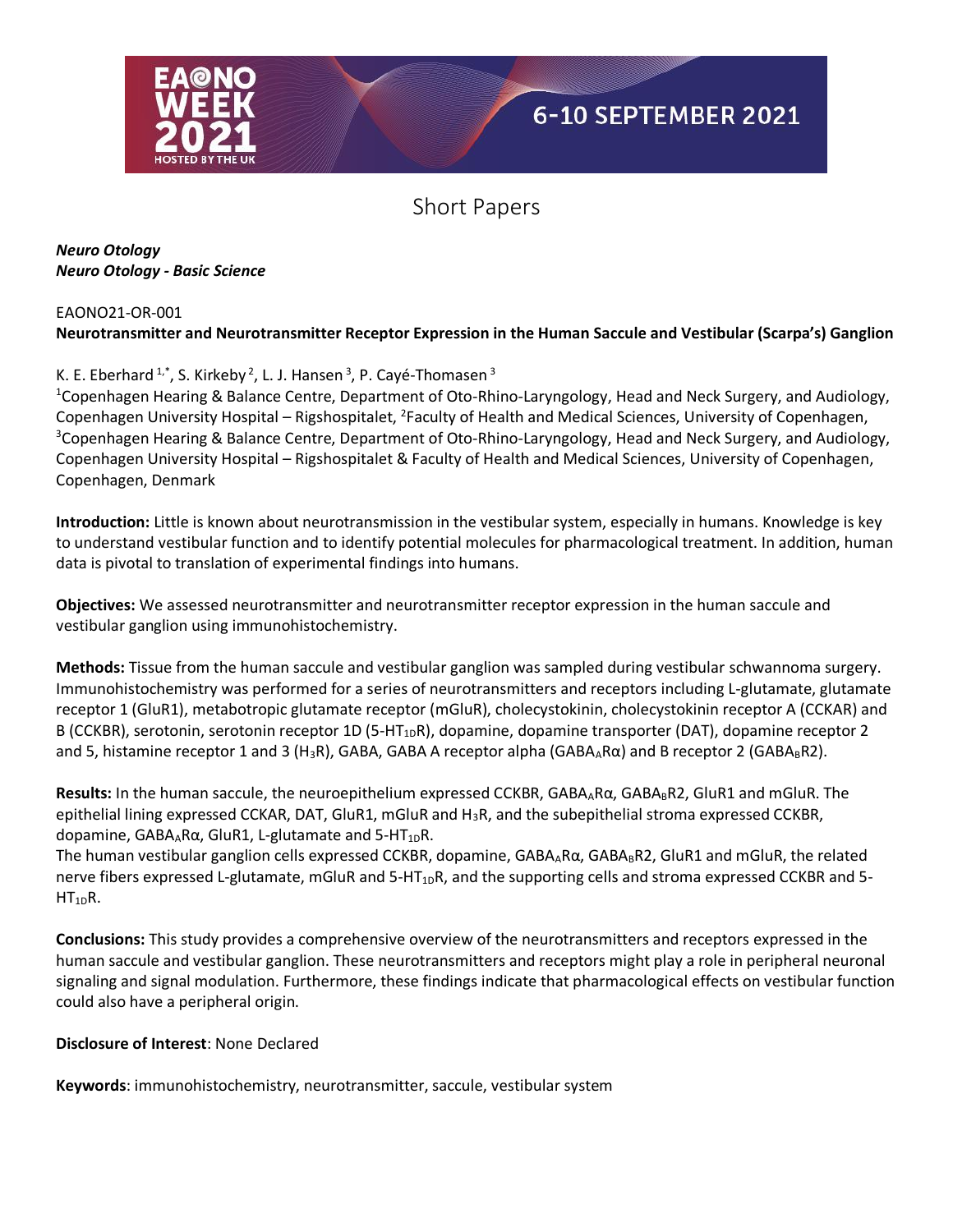# Short Papers

***Neuro Otology***
***Neuro Otology - Basic Science***

EAONO21-OR-001

**Neurotransmitter and Neurotransmitter Receptor Expression in the Human Saccule and Vestibular (Scarpa's) Ganglion**

K. E. Eberhard [1,*], S. Kirkeby [2], L. J. Hansen [3], P. Cayé-Thomasen [3]

[1]Copenhagen Hearing & Balance Centre, Department of Oto-Rhino-Laryngology, Head and Neck Surgery, and Audiology, Copenhagen University Hospital – Rigshospitalet, [2]Faculty of Health and Medical Sciences, University of Copenhagen, [3]Copenhagen Hearing & Balance Centre, Department of Oto-Rhino-Laryngology, Head and Neck Surgery, and Audiology, Copenhagen University Hospital – Rigshospitalet & Faculty of Health and Medical Sciences, University of Copenhagen, Copenhagen, Denmark

**Introduction:** Little is known about neurotransmission in the vestibular system, especially in humans. Knowledge is key to understand vestibular function and to identify potential molecules for pharmacological treatment. In addition, human data is pivotal to translation of experimental findings into humans.

**Objectives:** We assessed neurotransmitter and neurotransmitter receptor expression in the human saccule and vestibular ganglion using immunohistochemistry.

**Methods:** Tissue from the human saccule and vestibular ganglion was sampled during vestibular schwannoma surgery. Immunohistochemistry was performed for a series of neurotransmitters and receptors including L-glutamate, glutamate receptor 1 (GluR1), metabotropic glutamate receptor (mGluR), cholecystokinin, cholecystokinin receptor A (CCKAR) and B (CCKBR), serotonin, serotonin receptor 1D ($5\text{-}HT_{1D}R$), dopamine, dopamine transporter (DAT), dopamine receptor 2 and 5, histamine receptor 1 and 3 ($H_3R$), GABA, GABA A receptor alpha ($GABA_AR\alpha$) and B receptor 2 ($GABA_BR2$).

**Results:** In the human saccule, the neuroepithelium expressed CCKBR, $GABA_AR\alpha$, $GABA_BR2$, GluR1 and mGluR. The epithelial lining expressed CCKAR, DAT, GluR1, mGluR and $H_3R$, and the subepithelial stroma expressed CCKBR, dopamine, $GABA_AR\alpha$, GluR1, L-glutamate and $5\text{-}HT_{1D}R$.

The human vestibular ganglion cells expressed CCKBR, dopamine, $GABA_AR\alpha$, $GABA_BR2$, GluR1 and mGluR, the related nerve fibers expressed L-glutamate, mGluR and $5\text{-}HT_{1D}R$, and the supporting cells and stroma expressed CCKBR and $5\text{-}HT_{1D}R$.

**Conclusions:** This study provides a comprehensive overview of the neurotransmitters and receptors expressed in the human saccule and vestibular ganglion. These neurotransmitters and receptors might play a role in peripheral neuronal signaling and signal modulation. Furthermore, these findings indicate that pharmacological effects on vestibular function could also have a peripheral origin.

**Disclosure of Interest**: None Declared

**Keywords**: immunohistochemistry, neurotransmitter, saccule, vestibular system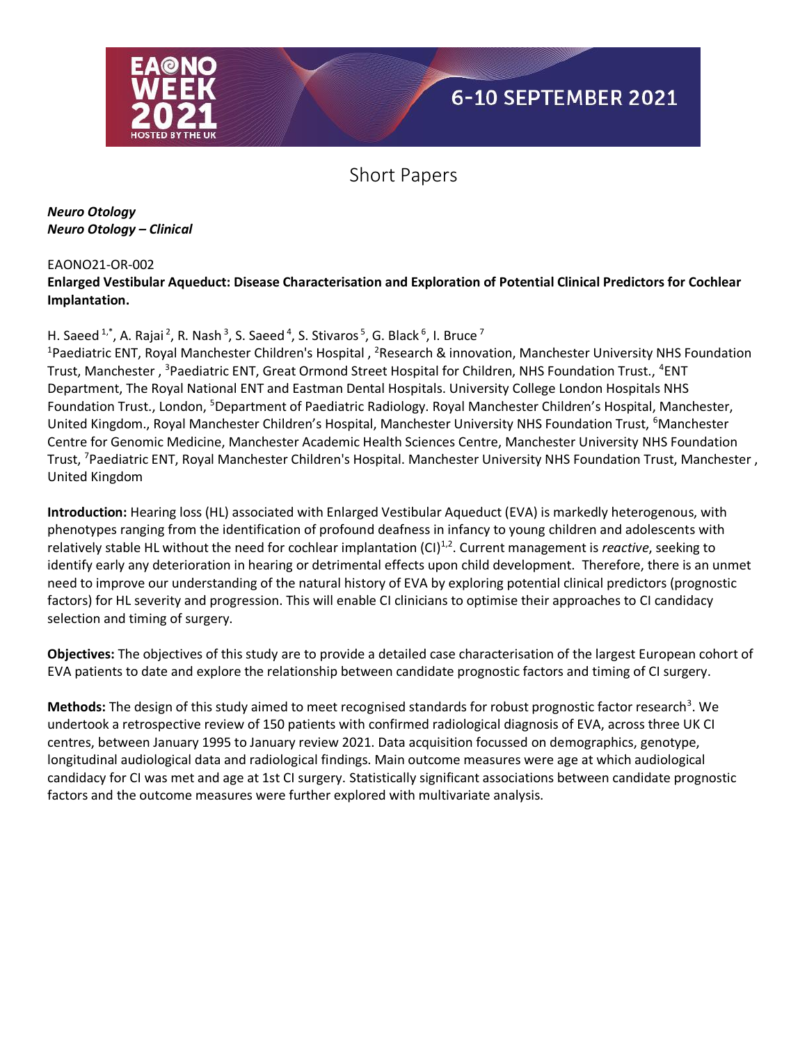# Short Papers

***Neuro Otology***
***Neuro Otology – Clinical***

EAONO21-OR-002

**Enlarged Vestibular Aqueduct: Disease Characterisation and Exploration of Potential Clinical Predictors for Cochlear Implantation.**

H. Saeed [1,*], A. Rajai [2], R. Nash [3], S. Saeed [4], S. Stivaros [5], G. Black [6], I. Bruce [7]

[1]Paediatric ENT, Royal Manchester Children's Hospital , [2]Research & innovation, Manchester University NHS Foundation Trust, Manchester , [3]Paediatric ENT, Great Ormond Street Hospital for Children, NHS Foundation Trust., [4]ENT Department, The Royal National ENT and Eastman Dental Hospitals. University College London Hospitals NHS Foundation Trust., London, [5]Department of Paediatric Radiology. Royal Manchester Children's Hospital, Manchester, United Kingdom., Royal Manchester Children's Hospital, Manchester University NHS Foundation Trust, [6]Manchester Centre for Genomic Medicine, Manchester Academic Health Sciences Centre, Manchester University NHS Foundation Trust, [7]Paediatric ENT, Royal Manchester Children's Hospital. Manchester University NHS Foundation Trust, Manchester , United Kingdom

**Introduction:** Hearing loss (HL) associated with Enlarged Vestibular Aqueduct (EVA) is markedly heterogenous, with phenotypes ranging from the identification of profound deafness in infancy to young children and adolescents with relatively stable HL without the need for cochlear implantation (CI)[1,2]. Current management is *reactive*, seeking to identify early any deterioration in hearing or detrimental effects upon child development. Therefore, there is an unmet need to improve our understanding of the natural history of EVA by exploring potential clinical predictors (prognostic factors) for HL severity and progression. This will enable CI clinicians to optimise their approaches to CI candidacy selection and timing of surgery.

**Objectives:** The objectives of this study are to provide a detailed case characterisation of the largest European cohort of EVA patients to date and explore the relationship between candidate prognostic factors and timing of CI surgery.

**Methods:** The design of this study aimed to meet recognised standards for robust prognostic factor research[3]. We undertook a retrospective review of 150 patients with confirmed radiological diagnosis of EVA, across three UK CI centres, between January 1995 to January review 2021. Data acquisition focussed on demographics, genotype, longitudinal audiological data and radiological findings. Main outcome measures were age at which audiological candidacy for CI was met and age at 1st CI surgery. Statistically significant associations between candidate prognostic factors and the outcome measures were further explored with multivariate analysis.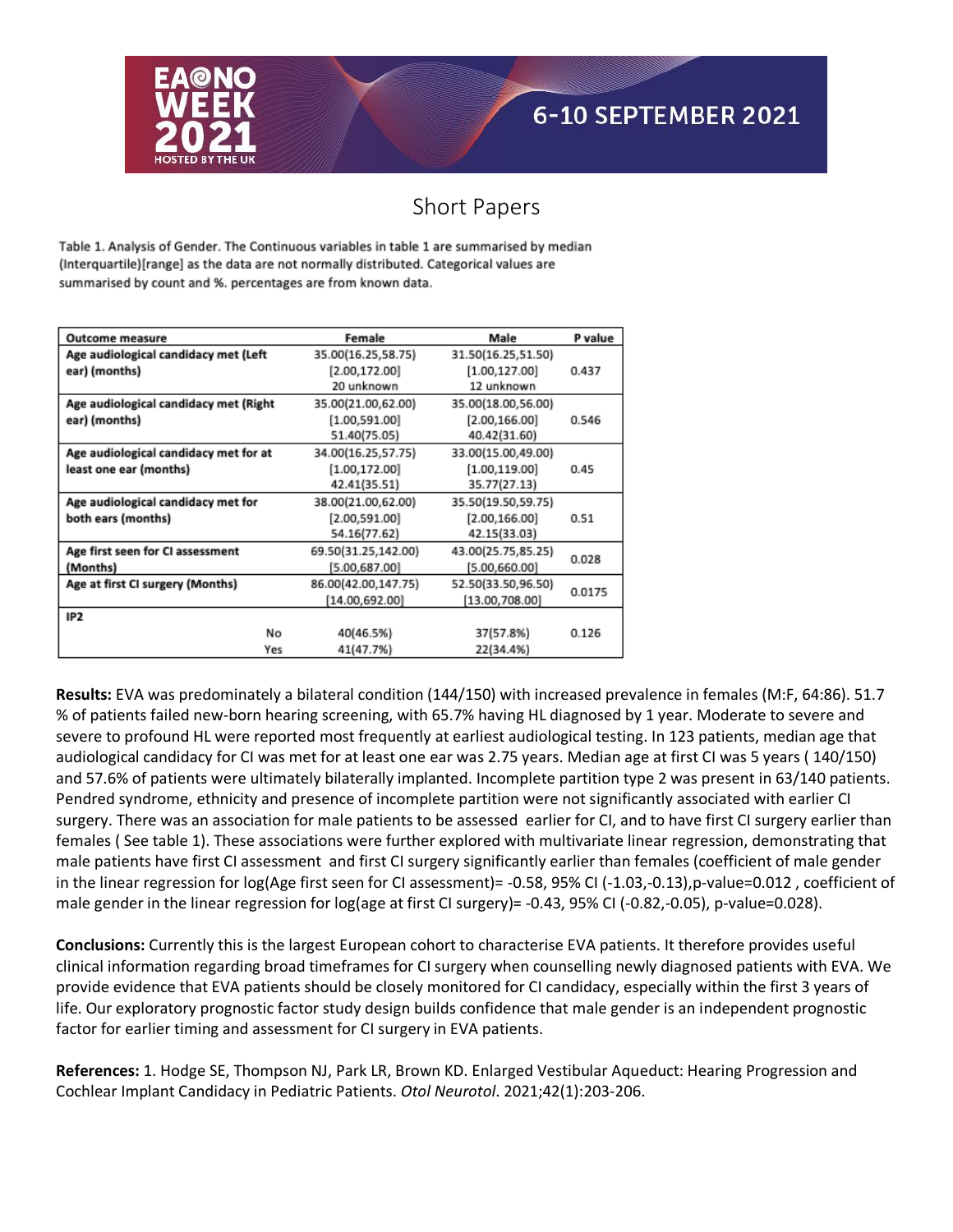## Short Papers

Table 1. Analysis of Gender. The Continuous variables in table 1 are summarised by median (Interquartile)[range] as the data are not normally distributed. Categorical values are summarised by count and %. percentages are from known data.

| Outcome measure | Female | Male | P value |
|---|---|---|---|
| Age audiological candidacy met (Left ear) (months) | 35.00(16.25,58.75) [2.00,172.00] 20 unknown | 31.50(16.25,51.50) [1.00,127.00] 12 unknown | 0.437 |
| Age audiological candidacy met (Right ear) (months) | 35.00(21.00,62.00) [1.00,591.00] 51.40(75.05) | 35.00(18.00,56.00) [2.00,166.00] 40.42(31.60) | 0.546 |
| Age audiological candidacy met for at least one ear (months) | 34.00(16.25,57.75) [1.00,172.00] 42.41(35.51) | 33.00(15.00,49.00) [1.00,119.00] 35.77(27.13) | 0.45 |
| Age audiological candidacy met for both ears (months) | 38.00(21.00,62.00) [2.00,591.00] 54.16(77.62) | 35.50(19.50,59.75) [2.00,166.00] 42.15(33.03) | 0.51 |
| Age first seen for CI assessment (Months) | 69.50(31.25,142.00) [5.00,687.00] | 43.00(25.75,85.25) [5.00,660.00] | 0.028 |
| Age at first CI surgery (Months) | 86.00(42.00,147.75) [14.00,692.00] | 52.50(33.50,96.50) [13.00,708.00] | 0.0175 |
| IP2 | | | |
| No | 40(46.5%) | 37(57.8%) | 0.126 |
| Yes | 41(47.7%) | 22(34.4%) | |

**Results:** EVA was predominately a bilateral condition (144/150) with increased prevalence in females (M:F, 64:86). 51.7 % of patients failed new-born hearing screening, with 65.7% having HL diagnosed by 1 year. Moderate to severe and severe to profound HL were reported most frequently at earliest audiological testing. In 123 patients, median age that audiological candidacy for CI was met for at least one ear was 2.75 years. Median age at first CI was 5 years ( 140/150) and 57.6% of patients were ultimately bilaterally implanted. Incomplete partition type 2 was present in 63/140 patients. Pendred syndrome, ethnicity and presence of incomplete partition were not significantly associated with earlier CI surgery. There was an association for male patients to be assessed earlier for CI, and to have first CI surgery earlier than females ( See table 1). These associations were further explored with multivariate linear regression, demonstrating that male patients have first CI assessment and first CI surgery significantly earlier than females (coefficient of male gender in the linear regression for log(Age first seen for CI assessment)= -0.58, 95% CI (-1.03,-0.13),p-value=0.012 , coefficient of male gender in the linear regression for log(age at first CI surgery)= -0.43, 95% CI (-0.82,-0.05), p-value=0.028).

**Conclusions:** Currently this is the largest European cohort to characterise EVA patients. It therefore provides useful clinical information regarding broad timeframes for CI surgery when counselling newly diagnosed patients with EVA. We provide evidence that EVA patients should be closely monitored for CI candidacy, especially within the first 3 years of life. Our exploratory prognostic factor study design builds confidence that male gender is an independent prognostic factor for earlier timing and assessment for CI surgery in EVA patients.

**References:** 1. Hodge SE, Thompson NJ, Park LR, Brown KD. Enlarged Vestibular Aqueduct: Hearing Progression and Cochlear Implant Candidacy in Pediatric Patients. *Otol Neurotol*. 2021;42(1):203-206.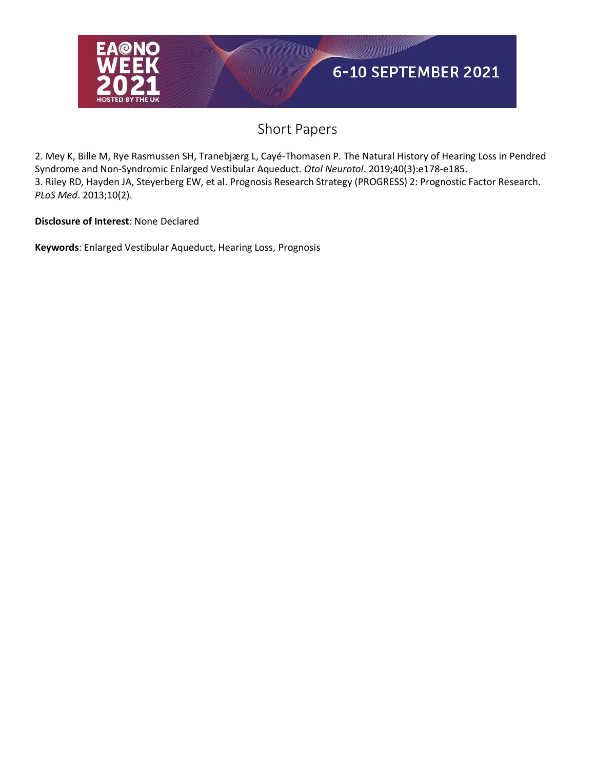2. Mey K, Bille M, Rye Rasmussen SH, Tranebjærg L, Cayé-Thomasen P. The Natural History of Hearing Loss in Pendred Syndrome and Non-Syndromic Enlarged Vestibular Aqueduct. *Otol Neurotol*. 2019;40(3):e178-e185.
3. Riley RD, Hayden JA, Steyerberg EW, et al. Prognosis Research Strategy (PROGRESS) 2: Prognostic Factor Research. *PLoS Med*. 2013;10(2).

**Disclosure of Interest**: None Declared

**Keywords**: Enlarged Vestibular Aqueduct, Hearing Loss, Prognosis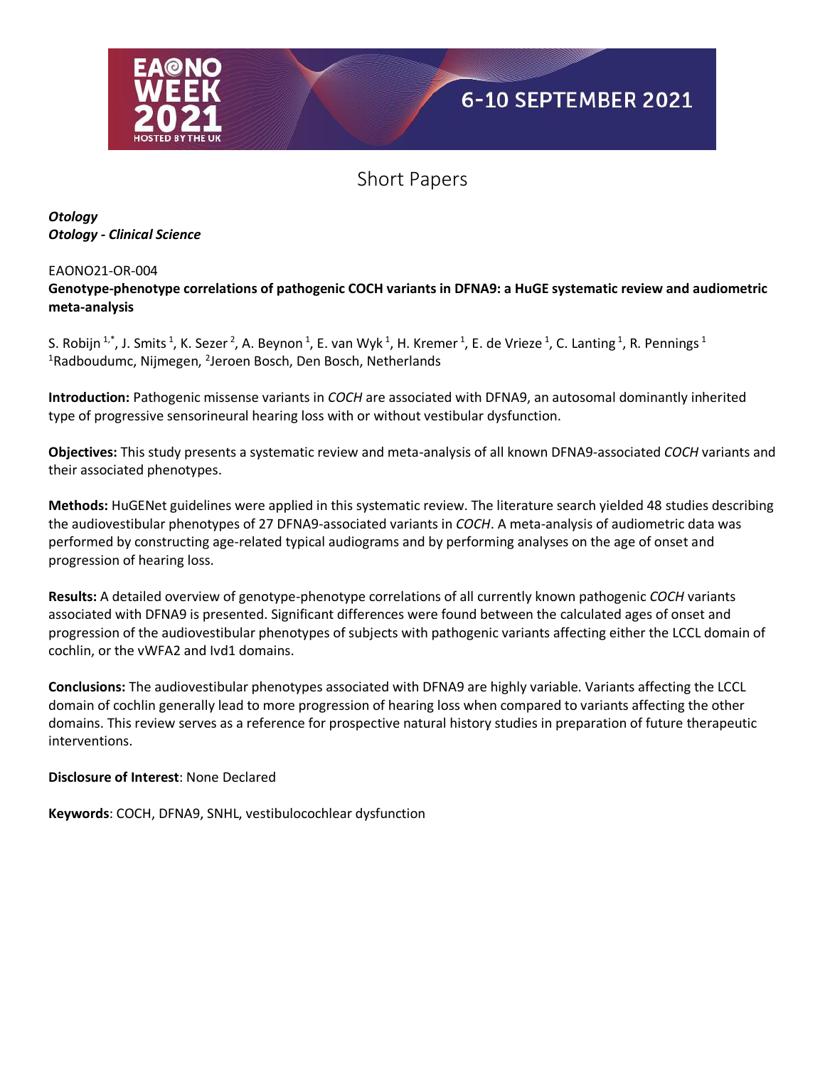# Short Papers

***Otology***
***Otology - Clinical Science***

EAONO21-OR-004

**Genotype-phenotype correlations of pathogenic COCH variants in DFNA9: a HuGE systematic review and audiometric meta-analysis**

S. Robijn [1,*], J. Smits [1], K. Sezer [2], A. Beynon [1], E. van Wyk [1], H. Kremer [1], E. de Vrieze [1], C. Lanting [1], R. Pennings [1]
[1]Radboudumc, Nijmegen, [2]Jeroen Bosch, Den Bosch, Netherlands

**Introduction:** Pathogenic missense variants in *COCH* are associated with DFNA9, an autosomal dominantly inherited type of progressive sensorineural hearing loss with or without vestibular dysfunction.

**Objectives:** This study presents a systematic review and meta-analysis of all known DFNA9-associated *COCH* variants and their associated phenotypes.

**Methods:** HuGENet guidelines were applied in this systematic review. The literature search yielded 48 studies describing the audiovestibular phenotypes of 27 DFNA9-associated variants in *COCH*. A meta-analysis of audiometric data was performed by constructing age-related typical audiograms and by performing analyses on the age of onset and progression of hearing loss.

**Results:** A detailed overview of genotype-phenotype correlations of all currently known pathogenic *COCH* variants associated with DFNA9 is presented. Significant differences were found between the calculated ages of onset and progression of the audiovestibular phenotypes of subjects with pathogenic variants affecting either the LCCL domain of cochlin, or the vWFA2 and Ivd1 domains.

**Conclusions:** The audiovestibular phenotypes associated with DFNA9 are highly variable. Variants affecting the LCCL domain of cochlin generally lead to more progression of hearing loss when compared to variants affecting the other domains. This review serves as a reference for prospective natural history studies in preparation of future therapeutic interventions.

**Disclosure of Interest**: None Declared

**Keywords**: COCH, DFNA9, SNHL, vestibulocochlear dysfunction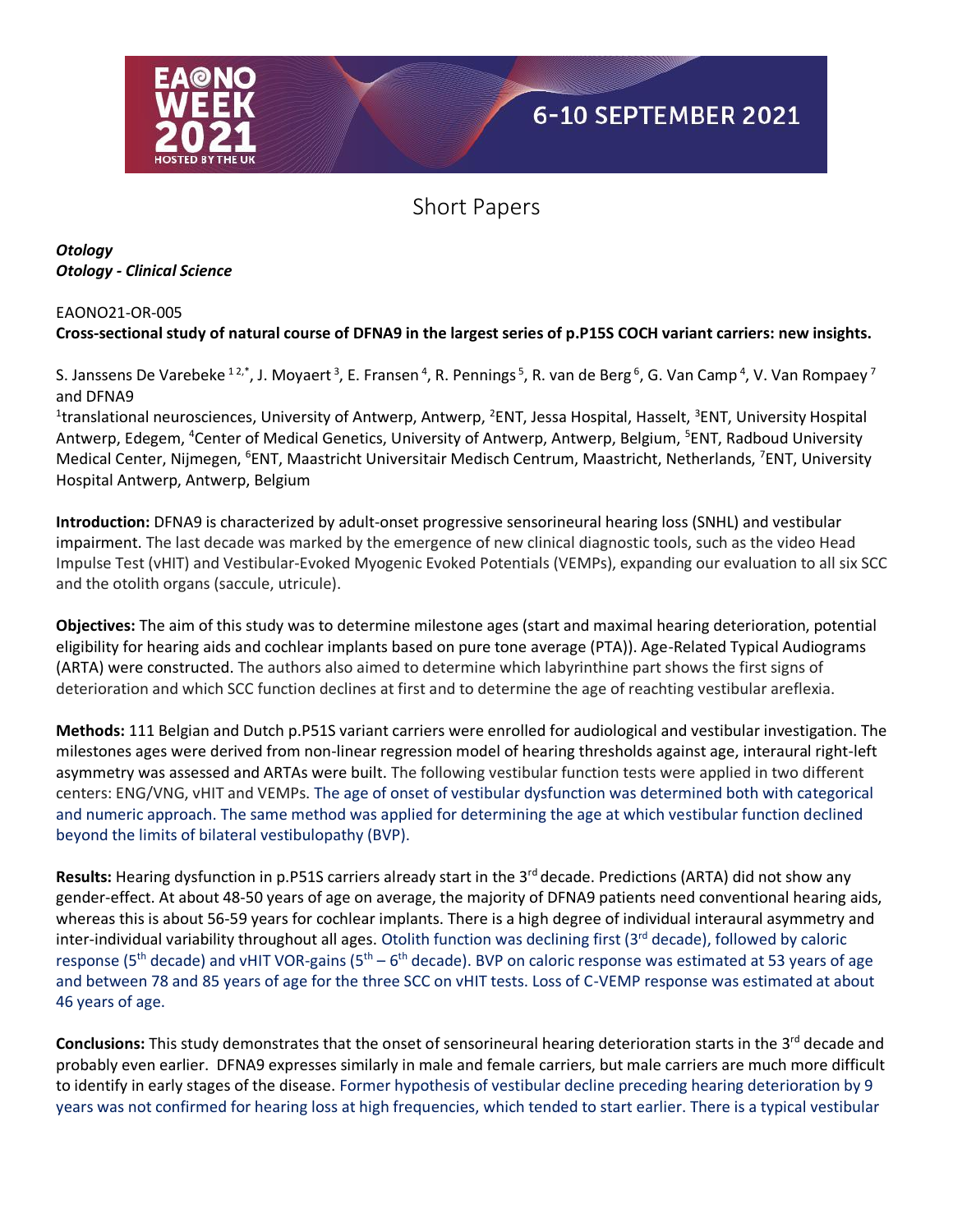# Short Papers

***Otology***
***Otology - Clinical Science***

EAONO21-OR-005

**Cross-sectional study of natural course of DFNA9 in the largest series of p.P15S COCH variant carriers: new insights.**

S. Janssens De Varebeke [1 2,*], J. Moyaert [3], E. Fransen [4], R. Pennings [5], R. van de Berg [6], G. Van Camp [4], V. Van Rompaey [7] and DFNA9

[1]translational neurosciences, University of Antwerp, Antwerp, [2]ENT, Jessa Hospital, Hasselt, [3]ENT, University Hospital Antwerp, Edegem, [4]Center of Medical Genetics, University of Antwerp, Antwerp, Belgium, [5]ENT, Radboud University Medical Center, Nijmegen, [6]ENT, Maastricht Universitair Medisch Centrum, Maastricht, Netherlands, [7]ENT, University Hospital Antwerp, Antwerp, Belgium

**Introduction:** DFNA9 is characterized by adult-onset progressive sensorineural hearing loss (SNHL) and vestibular impairment. The last decade was marked by the emergence of new clinical diagnostic tools, such as the video Head Impulse Test (vHIT) and Vestibular-Evoked Myogenic Evoked Potentials (VEMPs), expanding our evaluation to all six SCC and the otolith organs (saccule, utricule).

**Objectives:** The aim of this study was to determine milestone ages (start and maximal hearing deterioration, potential eligibility for hearing aids and cochlear implants based on pure tone average (PTA)). Age-Related Typical Audiograms (ARTA) were constructed. The authors also aimed to determine which labyrinthine part shows the first signs of deterioration and which SCC function declines at first and to determine the age of reachting vestibular areflexia.

**Methods:** 111 Belgian and Dutch p.P51S variant carriers were enrolled for audiological and vestibular investigation. The milestones ages were derived from non-linear regression model of hearing thresholds against age, interaural right-left asymmetry was assessed and ARTAs were built. The following vestibular function tests were applied in two different centers: ENG/VNG, vHIT and VEMPs. The age of onset of vestibular dysfunction was determined both with categorical and numeric approach. The same method was applied for determining the age at which vestibular function declined beyond the limits of bilateral vestibulopathy (BVP).

**Results:** Hearing dysfunction in p.P51S carriers already start in the 3rd decade. Predictions (ARTA) did not show any gender-effect. At about 48-50 years of age on average, the majority of DFNA9 patients need conventional hearing aids, whereas this is about 56-59 years for cochlear implants. There is a high degree of individual interaural asymmetry and inter-individual variability throughout all ages. Otolith function was declining first (3rd decade), followed by caloric response (5th decade) and vHIT VOR-gains (5th – 6th decade). BVP on caloric response was estimated at 53 years of age and between 78 and 85 years of age for the three SCC on vHIT tests. Loss of C-VEMP response was estimated at about 46 years of age.

**Conclusions:** This study demonstrates that the onset of sensorineural hearing deterioration starts in the 3rd decade and probably even earlier. DFNA9 expresses similarly in male and female carriers, but male carriers are much more difficult to identify in early stages of the disease. Former hypothesis of vestibular decline preceding hearing deterioration by 9 years was not confirmed for hearing loss at high frequencies, which tended to start earlier. There is a typical vestibular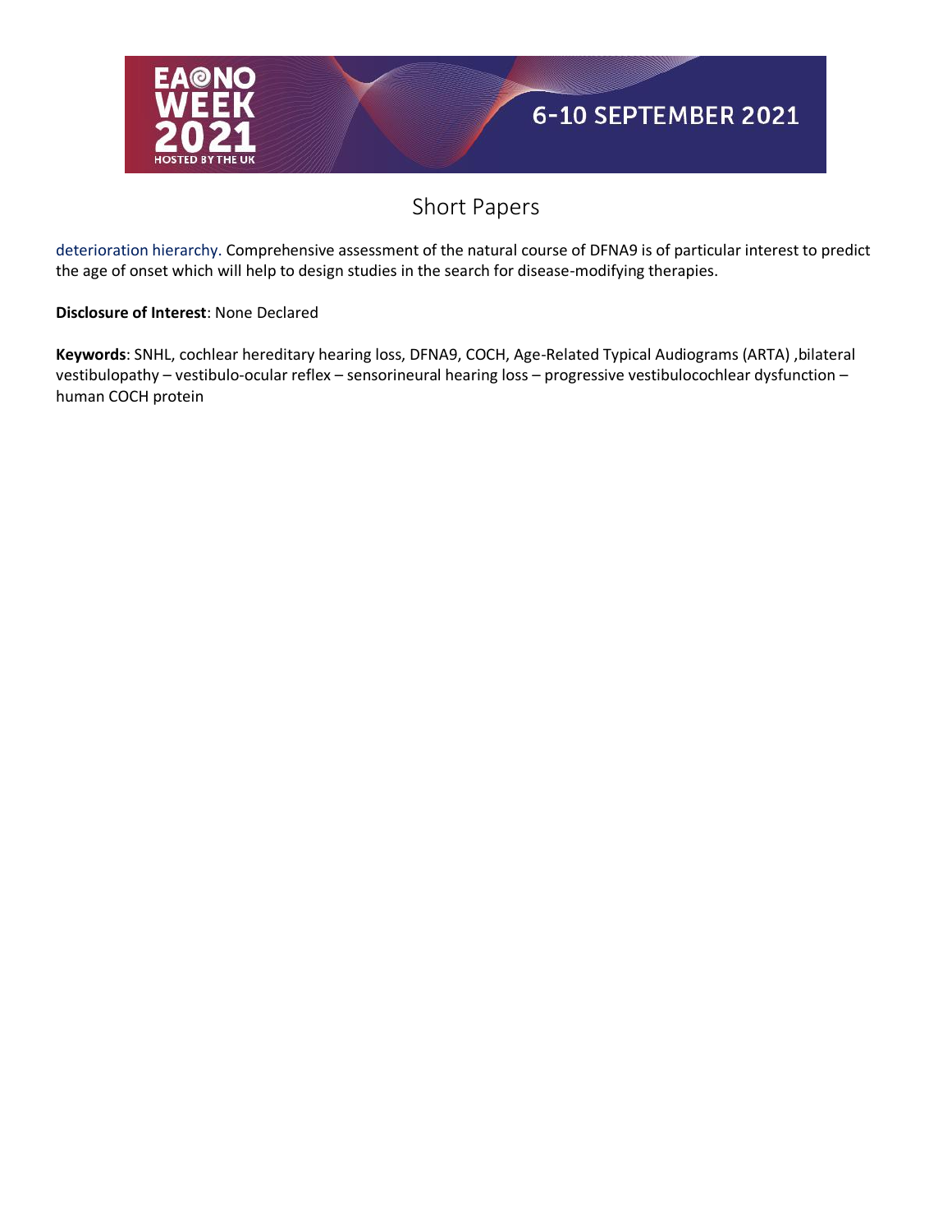deterioration hierarchy. Comprehensive assessment of the natural course of DFNA9 is of particular interest to predict the age of onset which will help to design studies in the search for disease-modifying therapies.

**Disclosure of Interest**: None Declared

**Keywords**: SNHL, cochlear hereditary hearing loss, DFNA9, COCH, Age-Related Typical Audiograms (ARTA) ,bilateral vestibulopathy – vestibulo-ocular reflex – sensorineural hearing loss – progressive vestibulocochlear dysfunction – human COCH protein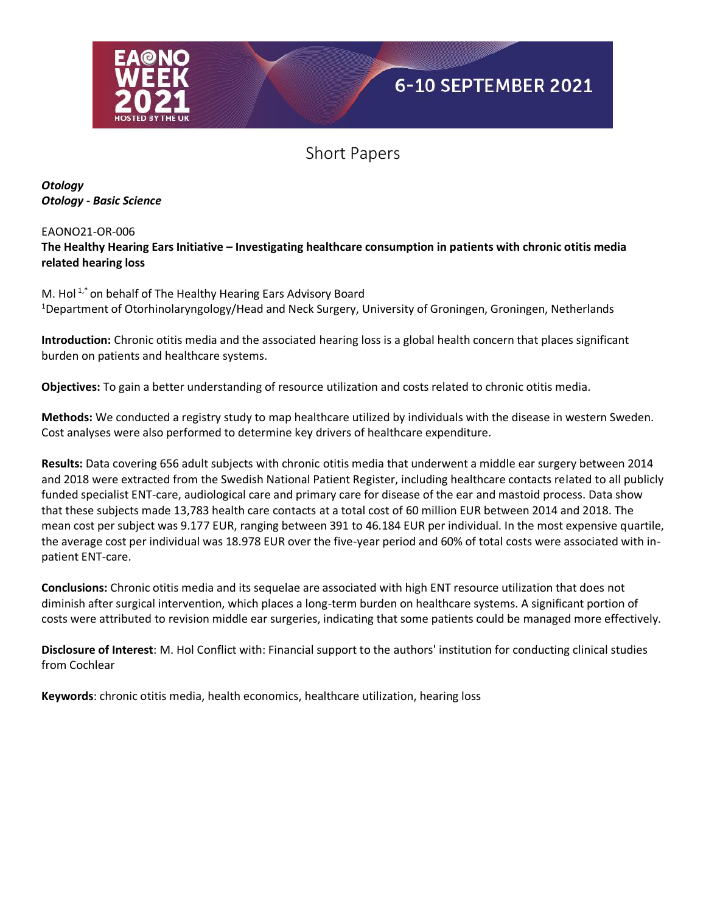# Short Papers

***Otology***
***Otology - Basic Science***

EAONO21-OR-006

**The Healthy Hearing Ears Initiative – Investigating healthcare consumption in patients with chronic otitis media related hearing loss**

M. Hol [1,*] on behalf of The Healthy Hearing Ears Advisory Board
[1]Department of Otorhinolaryngology/Head and Neck Surgery, University of Groningen, Groningen, Netherlands

**Introduction:** Chronic otitis media and the associated hearing loss is a global health concern that places significant burden on patients and healthcare systems.

**Objectives:** To gain a better understanding of resource utilization and costs related to chronic otitis media.

**Methods:** We conducted a registry study to map healthcare utilized by individuals with the disease in western Sweden. Cost analyses were also performed to determine key drivers of healthcare expenditure.

**Results:** Data covering 656 adult subjects with chronic otitis media that underwent a middle ear surgery between 2014 and 2018 were extracted from the Swedish National Patient Register, including healthcare contacts related to all publicly funded specialist ENT-care, audiological care and primary care for disease of the ear and mastoid process. Data show that these subjects made 13,783 health care contacts at a total cost of 60 million EUR between 2014 and 2018. The mean cost per subject was 9.177 EUR, ranging between 391 to 46.184 EUR per individual. In the most expensive quartile, the average cost per individual was 18.978 EUR over the five-year period and 60% of total costs were associated with in-patient ENT-care.

**Conclusions:** Chronic otitis media and its sequelae are associated with high ENT resource utilization that does not diminish after surgical intervention, which places a long-term burden on healthcare systems. A significant portion of costs were attributed to revision middle ear surgeries, indicating that some patients could be managed more effectively.

**Disclosure of Interest**: M. Hol Conflict with: Financial support to the authors' institution for conducting clinical studies from Cochlear

**Keywords**: chronic otitis media, health economics, healthcare utilization, hearing loss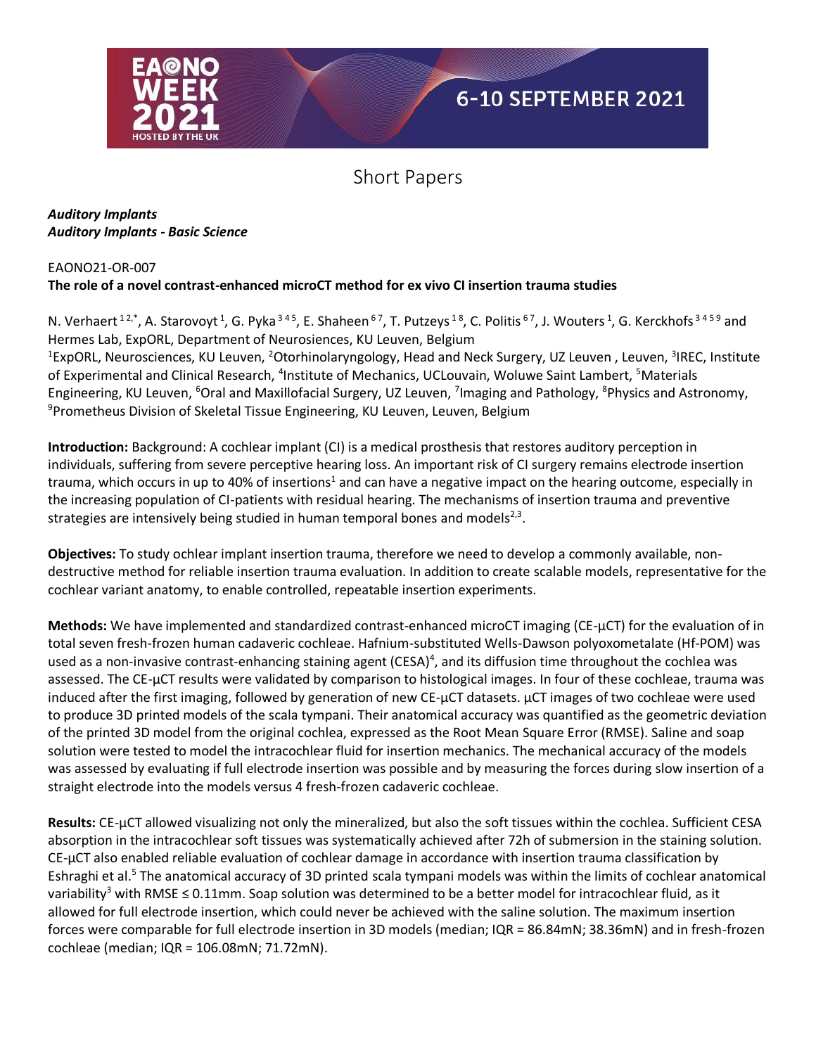# Short Papers

***Auditory Implants***
***Auditory Implants - Basic Science***

EAONO21-OR-007
**The role of a novel contrast-enhanced microCT method for ex vivo CI insertion trauma studies**

N. Verhaert[1,2,*], A. Starovoyt[1], G. Pyka[3,4,5], E. Shaheen[6,7], T. Putzeys[1,8], C. Politis[6,7], J. Wouters[1], G. Kerckhofs[3,4,5,9] and Hermes Lab, ExpORL, Department of Neurosiences, KU Leuven, Belgium
[1]ExpORL, Neurosciences, KU Leuven, [2]Otorhinolaryngology, Head and Neck Surgery, UZ Leuven , Leuven, [3]IREC, Institute of Experimental and Clinical Research, [4]Institute of Mechanics, UCLouvain, Woluwe Saint Lambert, [5]Materials Engineering, KU Leuven, [6]Oral and Maxillofacial Surgery, UZ Leuven, [7]Imaging and Pathology, [8]Physics and Astronomy, [9]Prometheus Division of Skeletal Tissue Engineering, KU Leuven, Leuven, Belgium

**Introduction:** Background: A cochlear implant (CI) is a medical prosthesis that restores auditory perception in individuals, suffering from severe perceptive hearing loss. An important risk of CI surgery remains electrode insertion trauma, which occurs in up to 40% of insertions[1] and can have a negative impact on the hearing outcome, especially in the increasing population of CI-patients with residual hearing. The mechanisms of insertion trauma and preventive strategies are intensively being studied in human temporal bones and models[2,3].

**Objectives:** To study ochlear implant insertion trauma, therefore we need to develop a commonly available, non-destructive method for reliable insertion trauma evaluation. In addition to create scalable models, representative for the cochlear variant anatomy, to enable controlled, repeatable insertion experiments.

**Methods:** We have implemented and standardized contrast-enhanced microCT imaging (CE-µCT) for the evaluation of in total seven fresh-frozen human cadaveric cochleae. Hafnium-substituted Wells-Dawson polyoxometalate (Hf-POM) was used as a non-invasive contrast-enhancing staining agent (CESA)[4], and its diffusion time throughout the cochlea was assessed. The CE-µCT results were validated by comparison to histological images. In four of these cochleae, trauma was induced after the first imaging, followed by generation of new CE-µCT datasets. µCT images of two cochleae were used to produce 3D printed models of the scala tympani. Their anatomical accuracy was quantified as the geometric deviation of the printed 3D model from the original cochlea, expressed as the Root Mean Square Error (RMSE). Saline and soap solution were tested to model the intracochlear fluid for insertion mechanics. The mechanical accuracy of the models was assessed by evaluating if full electrode insertion was possible and by measuring the forces during slow insertion of a straight electrode into the models versus 4 fresh-frozen cadaveric cochleae.

**Results:** CE-µCT allowed visualizing not only the mineralized, but also the soft tissues within the cochlea. Sufficient CESA absorption in the intracochlear soft tissues was systematically achieved after 72h of submersion in the staining solution. CE-µCT also enabled reliable evaluation of cochlear damage in accordance with insertion trauma classification by Eshraghi et al.[5] The anatomical accuracy of 3D printed scala tympani models was within the limits of cochlear anatomical variability[3] with RMSE ≤ 0.11mm. Soap solution was determined to be a better model for intracochlear fluid, as it allowed for full electrode insertion, which could never be achieved with the saline solution. The maximum insertion forces were comparable for full electrode insertion in 3D models (median; IQR = 86.84mN; 38.36mN) and in fresh-frozen cochleae (median; IQR = 106.08mN; 71.72mN).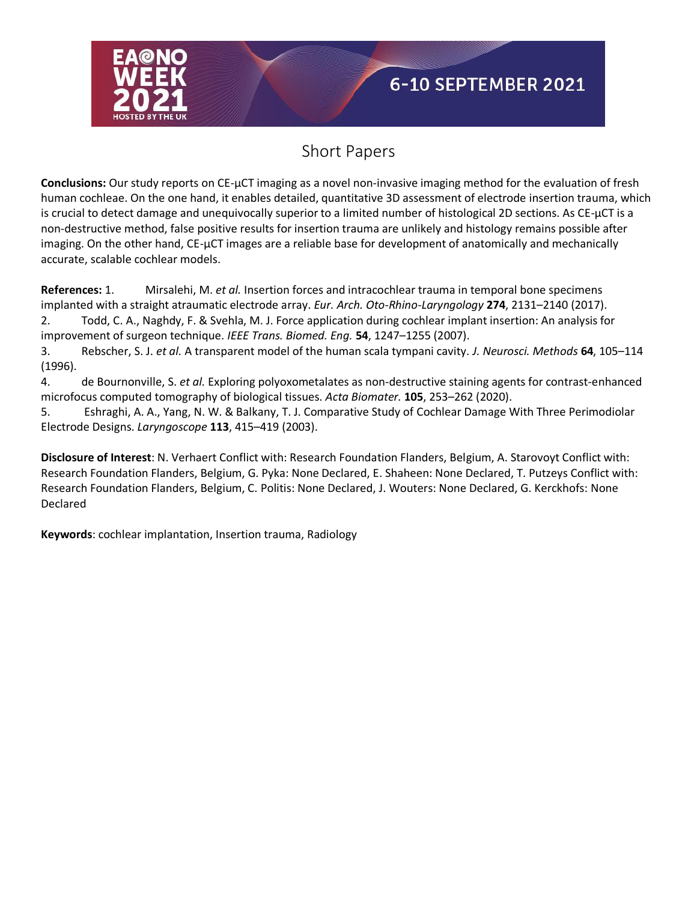**Conclusions:** Our study reports on CE-µCT imaging as a novel non-invasive imaging method for the evaluation of fresh human cochleae. On the one hand, it enables detailed, quantitative 3D assessment of electrode insertion trauma, which is crucial to detect damage and unequivocally superior to a limited number of histological 2D sections. As CE-µCT is a non-destructive method, false positive results for insertion trauma are unlikely and histology remains possible after imaging. On the other hand, CE-µCT images are a reliable base for development of anatomically and mechanically accurate, scalable cochlear models.

**References:** 1. Mirsalehi, M. *et al.* Insertion forces and intracochlear trauma in temporal bone specimens implanted with a straight atraumatic electrode array. *Eur. Arch. Oto-Rhino-Laryngology* **274**, 2131–2140 (2017).

2. Todd, C. A., Naghdy, F. & Svehla, M. J. Force application during cochlear implant insertion: An analysis for improvement of surgeon technique. *IEEE Trans. Biomed. Eng.* **54**, 1247–1255 (2007).

3. Rebscher, S. J. *et al.* A transparent model of the human scala tympani cavity. *J. Neurosci. Methods* **64**, 105–114 (1996).

4. de Bournonville, S. *et al.* Exploring polyoxometalates as non-destructive staining agents for contrast-enhanced microfocus computed tomography of biological tissues. *Acta Biomater.* **105**, 253–262 (2020).

5. Eshraghi, A. A., Yang, N. W. & Balkany, T. J. Comparative Study of Cochlear Damage With Three Perimodiolar Electrode Designs. *Laryngoscope* **113**, 415–419 (2003).

**Disclosure of Interest**: N. Verhaert Conflict with: Research Foundation Flanders, Belgium, A. Starovoyt Conflict with: Research Foundation Flanders, Belgium, G. Pyka: None Declared, E. Shaheen: None Declared, T. Putzeys Conflict with: Research Foundation Flanders, Belgium, C. Politis: None Declared, J. Wouters: None Declared, G. Kerckhofs: None Declared

**Keywords**: cochlear implantation, Insertion trauma, Radiology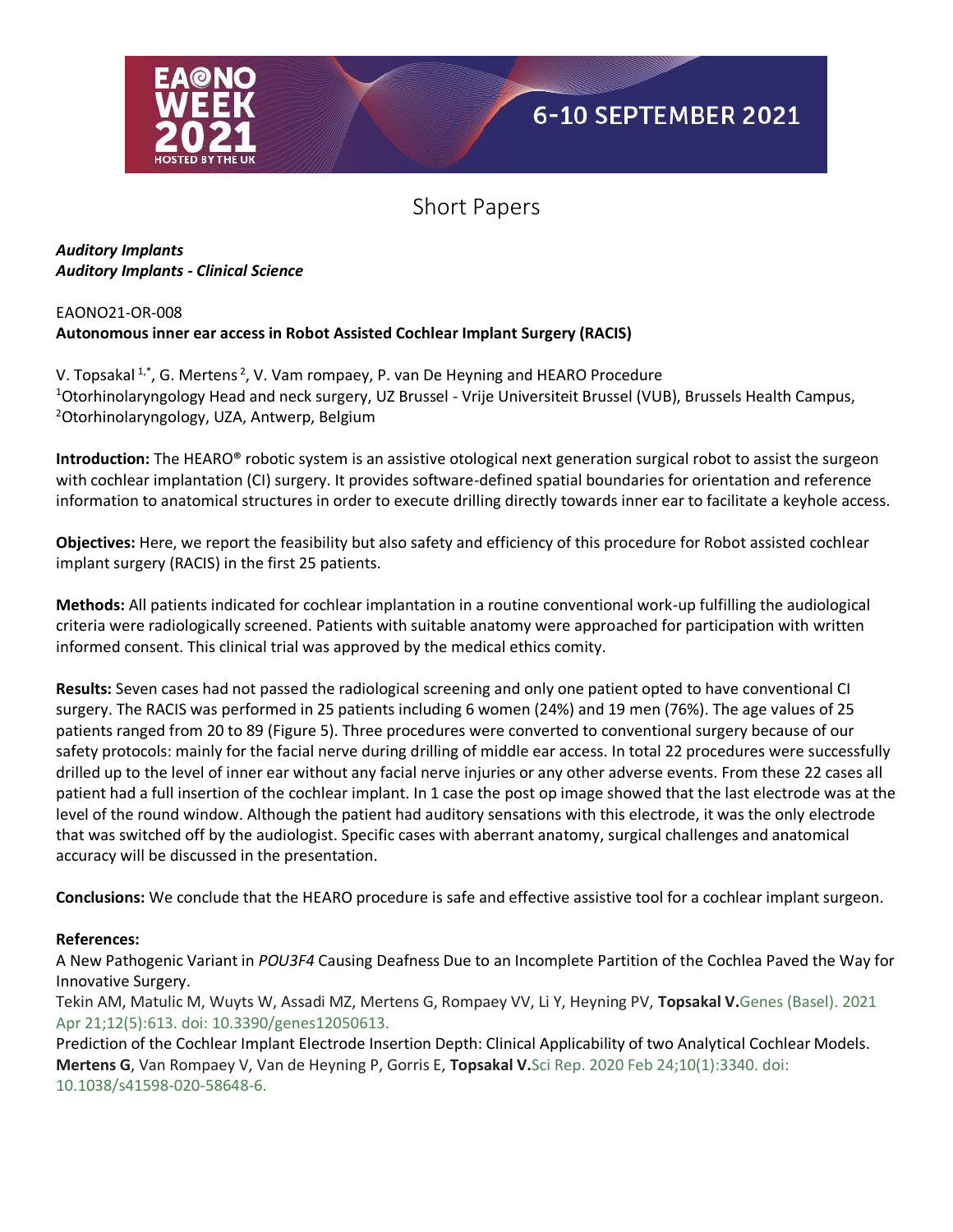# Short Papers

***Auditory Implants***
***Auditory Implants - Clinical Science***

EAONO21-OR-008
**Autonomous inner ear access in Robot Assisted Cochlear Implant Surgery (RACIS)**

V. Topsakal [1,*], G. Mertens [2], V. Vam rompaey, P. van De Heyning and HEARO Procedure
[1]Otorhinolaryngology Head and neck surgery, UZ Brussel - Vrije Universiteit Brussel (VUB), Brussels Health Campus, [2]Otorhinolaryngology, UZA, Antwerp, Belgium

**Introduction:** The HEARO® robotic system is an assistive otological next generation surgical robot to assist the surgeon with cochlear implantation (CI) surgery. It provides software-defined spatial boundaries for orientation and reference information to anatomical structures in order to execute drilling directly towards inner ear to facilitate a keyhole access.

**Objectives:** Here, we report the feasibility but also safety and efficiency of this procedure for Robot assisted cochlear implant surgery (RACIS) in the first 25 patients.

**Methods:** All patients indicated for cochlear implantation in a routine conventional work-up fulfilling the audiological criteria were radiologically screened. Patients with suitable anatomy were approached for participation with written informed consent. This clinical trial was approved by the medical ethics comity.

**Results:** Seven cases had not passed the radiological screening and only one patient opted to have conventional CI surgery. The RACIS was performed in 25 patients including 6 women (24%) and 19 men (76%). The age values of 25 patients ranged from 20 to 89 (Figure 5). Three procedures were converted to conventional surgery because of our safety protocols: mainly for the facial nerve during drilling of middle ear access. In total 22 procedures were successfully drilled up to the level of inner ear without any facial nerve injuries or any other adverse events. From these 22 cases all patient had a full insertion of the cochlear implant. In 1 case the post op image showed that the last electrode was at the level of the round window. Although the patient had auditory sensations with this electrode, it was the only electrode that was switched off by the audiologist. Specific cases with aberrant anatomy, surgical challenges and anatomical accuracy will be discussed in the presentation.

**Conclusions:** We conclude that the HEARO procedure is safe and effective assistive tool for a cochlear implant surgeon.

**References:**
A New Pathogenic Variant in *POU3F4* Causing Deafness Due to an Incomplete Partition of the Cochlea Paved the Way for Innovative Surgery.
Tekin AM, Matulic M, Wuyts W, Assadi MZ, Mertens G, Rompaey VV, Li Y, Heyning PV, **Topsakal V.** Genes (Basel). 2021 Apr 21;12(5):613. doi: 10.3390/genes12050613.
Prediction of the Cochlear Implant Electrode Insertion Depth: Clinical Applicability of two Analytical Cochlear Models.
**Mertens G**, Van Rompaey V, Van de Heyning P, Gorris E, **Topsakal V.** Sci Rep. 2020 Feb 24;10(1):3340. doi: 10.1038/s41598-020-58648-6.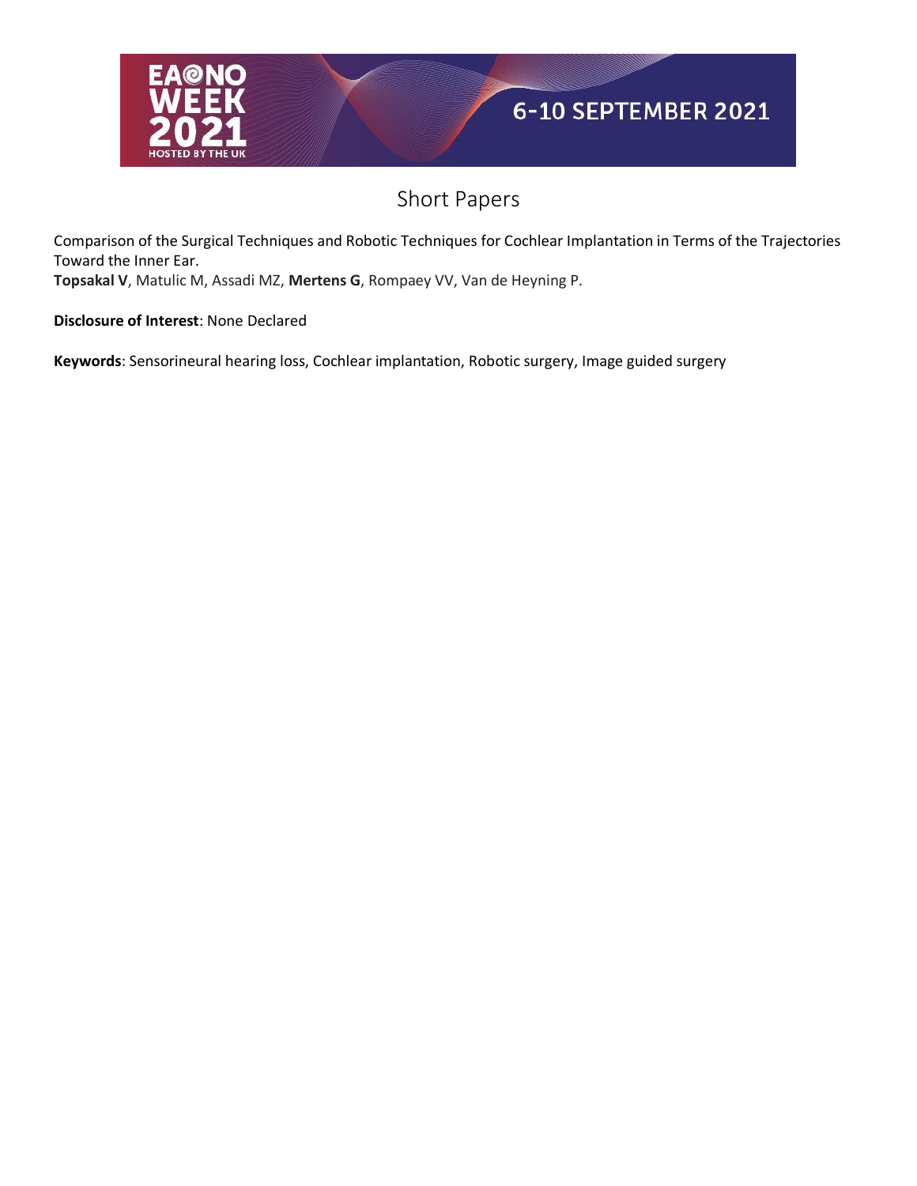## Short Papers

Comparison of the Surgical Techniques and Robotic Techniques for Cochlear Implantation in Terms of the Trajectories Toward the Inner Ear.

**Topsakal V**, Matulic M, Assadi MZ, **Mertens G**, Rompaey VV, Van de Heyning P.

**Disclosure of Interest**: None Declared

**Keywords**: Sensorineural hearing loss, Cochlear implantation, Robotic surgery, Image guided surgery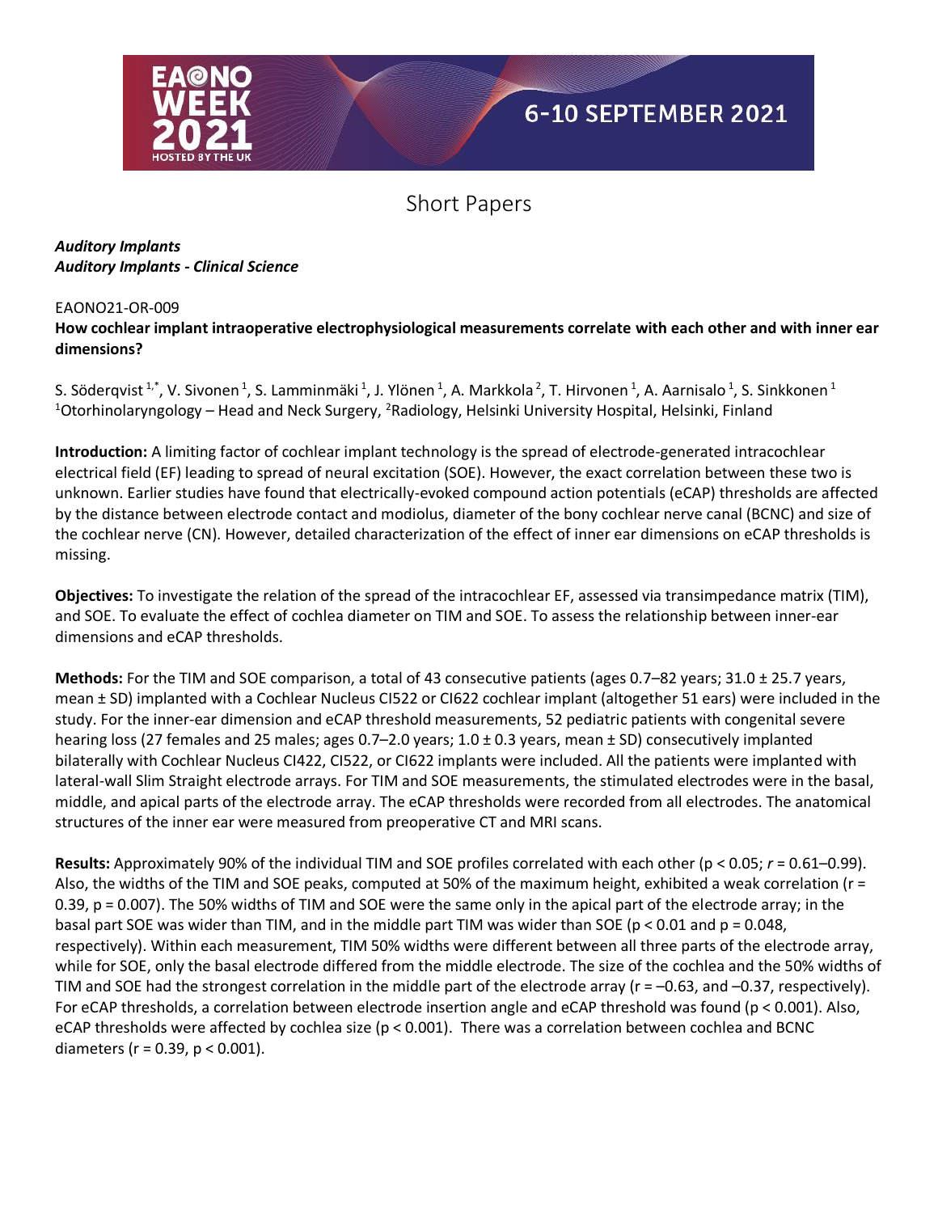# Short Papers

***Auditory Implants***
***Auditory Implants - Clinical Science***

EAONO21-OR-009

**How cochlear implant intraoperative electrophysiological measurements correlate with each other and with inner ear dimensions?**

S. Söderqvist [1,*], V. Sivonen [1], S. Lamminmäki [1], J. Ylönen [1], A. Markkola [2], T. Hirvonen [1], A. Aarnisalo [1], S. Sinkkonen [1]
[1]Otorhinolaryngology – Head and Neck Surgery, [2]Radiology, Helsinki University Hospital, Helsinki, Finland

**Introduction:** A limiting factor of cochlear implant technology is the spread of electrode-generated intracochlear electrical field (EF) leading to spread of neural excitation (SOE). However, the exact correlation between these two is unknown. Earlier studies have found that electrically-evoked compound action potentials (eCAP) thresholds are affected by the distance between electrode contact and modiolus, diameter of the bony cochlear nerve canal (BCNC) and size of the cochlear nerve (CN). However, detailed characterization of the effect of inner ear dimensions on eCAP thresholds is missing.

**Objectives:** To investigate the relation of the spread of the intracochlear EF, assessed via transimpedance matrix (TIM), and SOE. To evaluate the effect of cochlea diameter on TIM and SOE. To assess the relationship between inner-ear dimensions and eCAP thresholds.

**Methods:** For the TIM and SOE comparison, a total of 43 consecutive patients (ages 0.7–82 years; 31.0 ± 25.7 years, mean ± SD) implanted with a Cochlear Nucleus CI522 or CI622 cochlear implant (altogether 51 ears) were included in the study. For the inner-ear dimension and eCAP threshold measurements, 52 pediatric patients with congenital severe hearing loss (27 females and 25 males; ages 0.7–2.0 years; 1.0 ± 0.3 years, mean ± SD) consecutively implanted bilaterally with Cochlear Nucleus CI422, CI522, or CI622 implants were included. All the patients were implanted with lateral-wall Slim Straight electrode arrays. For TIM and SOE measurements, the stimulated electrodes were in the basal, middle, and apical parts of the electrode array. The eCAP thresholds were recorded from all electrodes. The anatomical structures of the inner ear were measured from preoperative CT and MRI scans.

**Results:** Approximately 90% of the individual TIM and SOE profiles correlated with each other ($p < 0.05$; $r = 0.61$–$0.99$). Also, the widths of the TIM and SOE peaks, computed at 50% of the maximum height, exhibited a weak correlation ($r = 0.39$, $p = 0.007$). The 50% widths of TIM and SOE were the same only in the apical part of the electrode array; in the basal part SOE was wider than TIM, and in the middle part TIM was wider than SOE ($p < 0.01$ and $p = 0.048$, respectively). Within each measurement, TIM 50% widths were different between all three parts of the electrode array, while for SOE, only the basal electrode differed from the middle electrode. The size of the cochlea and the 50% widths of TIM and SOE had the strongest correlation in the middle part of the electrode array ($r = –0.63$, and $–0.37$, respectively). For eCAP thresholds, a correlation between electrode insertion angle and eCAP threshold was found ($p < 0.001$). Also, eCAP thresholds were affected by cochlea size ($p < 0.001$). There was a correlation between cochlea and BCNC diameters ($r = 0.39$, $p < 0.001$).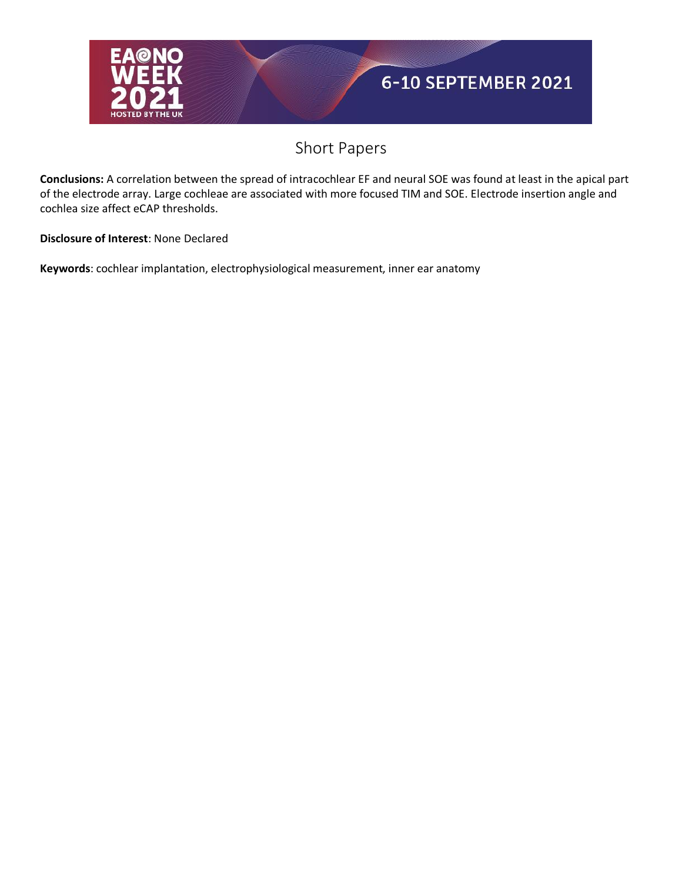**Conclusions:** A correlation between the spread of intracochlear EF and neural SOE was found at least in the apical part of the electrode array. Large cochleae are associated with more focused TIM and SOE. Electrode insertion angle and cochlea size affect eCAP thresholds.

**Disclosure of Interest**: None Declared

**Keywords**: cochlear implantation, electrophysiological measurement, inner ear anatomy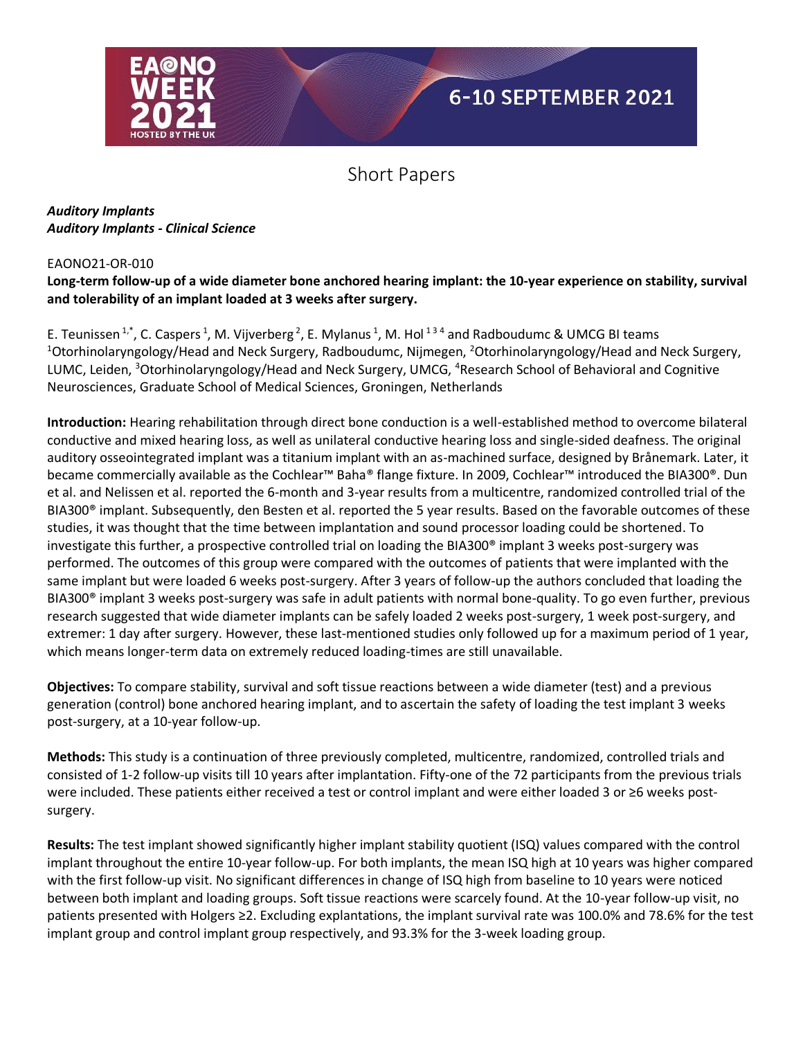## Short Papers

***Auditory Implants***
***Auditory Implants - Clinical Science***

EAONO21-OR-010

**Long-term follow-up of a wide diameter bone anchored hearing implant: the 10-year experience on stability, survival and tolerability of an implant loaded at 3 weeks after surgery.**

E. Teunissen [1,*], C. Caspers [1], M. Vijverberg [2], E. Mylanus [1], M. Hol [1 3 4] and Radboudumc & UMCG BI teams
[1]Otorhinolaryngology/Head and Neck Surgery, Radboudumc, Nijmegen, [2]Otorhinolaryngology/Head and Neck Surgery, LUMC, Leiden, [3]Otorhinolaryngology/Head and Neck Surgery, UMCG, [4]Research School of Behavioral and Cognitive Neurosciences, Graduate School of Medical Sciences, Groningen, Netherlands

**Introduction:** Hearing rehabilitation through direct bone conduction is a well-established method to overcome bilateral conductive and mixed hearing loss, as well as unilateral conductive hearing loss and single-sided deafness. The original auditory osseointegrated implant was a titanium implant with an as-machined surface, designed by Brånemark. Later, it became commercially available as the Cochlear™ Baha® flange fixture. In 2009, Cochlear™ introduced the BIA300®. Dun et al. and Nelissen et al. reported the 6-month and 3-year results from a multicentre, randomized controlled trial of the BIA300® implant. Subsequently, den Besten et al. reported the 5 year results. Based on the favorable outcomes of these studies, it was thought that the time between implantation and sound processor loading could be shortened. To investigate this further, a prospective controlled trial on loading the BIA300® implant 3 weeks post-surgery was performed. The outcomes of this group were compared with the outcomes of patients that were implanted with the same implant but were loaded 6 weeks post-surgery. After 3 years of follow-up the authors concluded that loading the BIA300® implant 3 weeks post-surgery was safe in adult patients with normal bone-quality. To go even further, previous research suggested that wide diameter implants can be safely loaded 2 weeks post-surgery, 1 week post-surgery, and extremer: 1 day after surgery. However, these last-mentioned studies only followed up for a maximum period of 1 year, which means longer-term data on extremely reduced loading-times are still unavailable.

**Objectives:** To compare stability, survival and soft tissue reactions between a wide diameter (test) and a previous generation (control) bone anchored hearing implant, and to ascertain the safety of loading the test implant 3 weeks post-surgery, at a 10-year follow-up.

**Methods:** This study is a continuation of three previously completed, multicentre, randomized, controlled trials and consisted of 1-2 follow-up visits till 10 years after implantation. Fifty-one of the 72 participants from the previous trials were included. These patients either received a test or control implant and were either loaded 3 or ≥6 weeks post-surgery.

**Results:** The test implant showed significantly higher implant stability quotient (ISQ) values compared with the control implant throughout the entire 10-year follow-up. For both implants, the mean ISQ high at 10 years was higher compared with the first follow-up visit. No significant differences in change of ISQ high from baseline to 10 years were noticed between both implant and loading groups. Soft tissue reactions were scarcely found. At the 10-year follow-up visit, no patients presented with Holgers ≥2. Excluding explantations, the implant survival rate was 100.0% and 78.6% for the test implant group and control implant group respectively, and 93.3% for the 3-week loading group.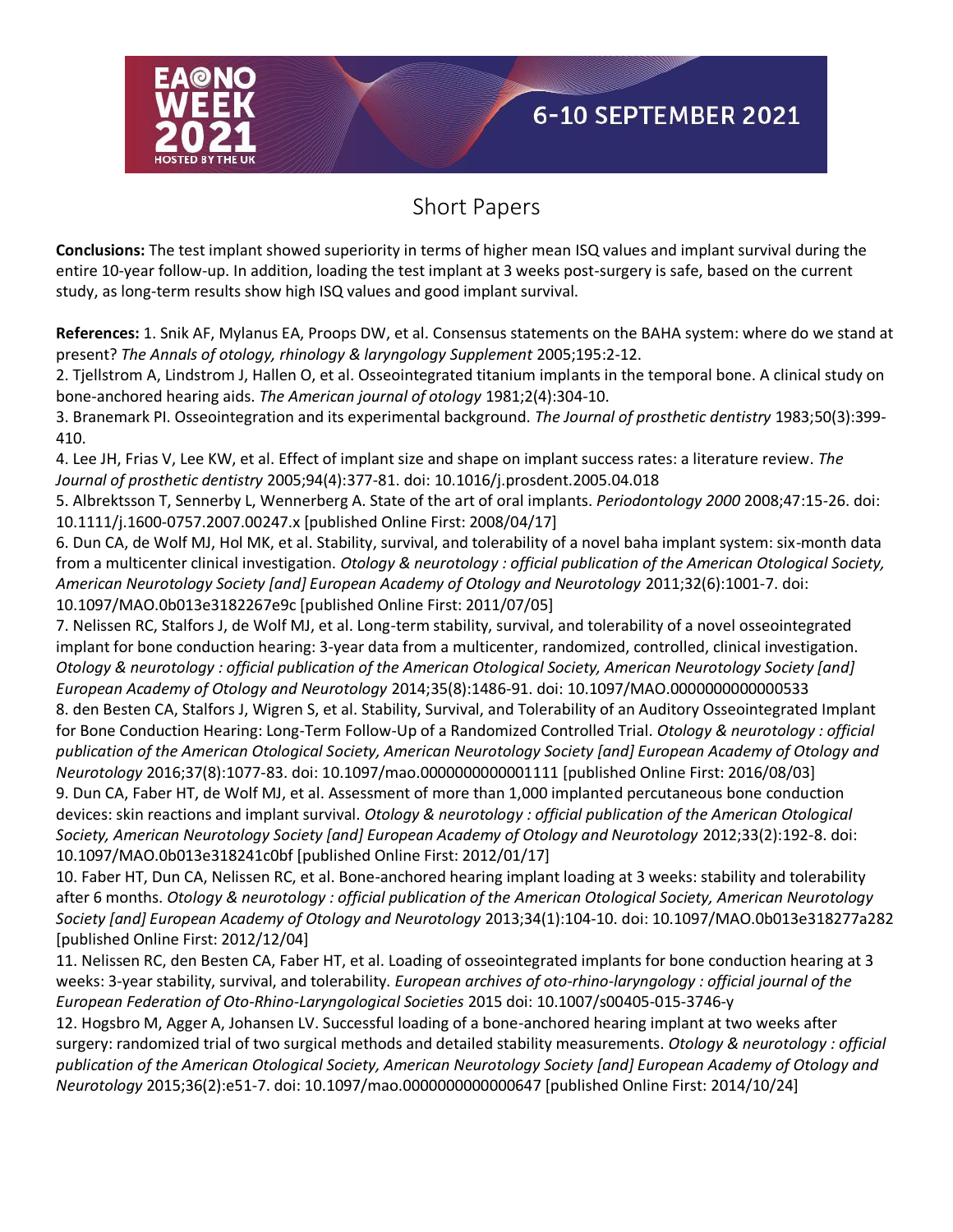## Short Papers

**Conclusions:** The test implant showed superiority in terms of higher mean ISQ values and implant survival during the entire 10-year follow-up. In addition, loading the test implant at 3 weeks post-surgery is safe, based on the current study, as long-term results show high ISQ values and good implant survival.

**References:** 1. Snik AF, Mylanus EA, Proops DW, et al. Consensus statements on the BAHA system: where do we stand at present? *The Annals of otology, rhinology & laryngology Supplement* 2005;195:2-12.

2. Tjellstrom A, Lindstrom J, Hallen O, et al. Osseointegrated titanium implants in the temporal bone. A clinical study on bone-anchored hearing aids. *The American journal of otology* 1981;2(4):304-10.

3. Branemark PI. Osseointegration and its experimental background. *The Journal of prosthetic dentistry* 1983;50(3):399-410.

4. Lee JH, Frias V, Lee KW, et al. Effect of implant size and shape on implant success rates: a literature review. *The Journal of prosthetic dentistry* 2005;94(4):377-81. doi: 10.1016/j.prosdent.2005.04.018

5. Albrektsson T, Sennerby L, Wennerberg A. State of the art of oral implants. *Periodontology 2000* 2008;47:15-26. doi: 10.1111/j.1600-0757.2007.00247.x [published Online First: 2008/04/17]

6. Dun CA, de Wolf MJ, Hol MK, et al. Stability, survival, and tolerability of a novel baha implant system: six-month data from a multicenter clinical investigation. *Otology & neurotology : official publication of the American Otological Society, American Neurotology Society [and] European Academy of Otology and Neurotology* 2011;32(6):1001-7. doi: 10.1097/MAO.0b013e3182267e9c [published Online First: 2011/07/05]

7. Nelissen RC, Stalfors J, de Wolf MJ, et al. Long-term stability, survival, and tolerability of a novel osseointegrated implant for bone conduction hearing: 3-year data from a multicenter, randomized, controlled, clinical investigation. *Otology & neurotology : official publication of the American Otological Society, American Neurotology Society [and] European Academy of Otology and Neurotology* 2014;35(8):1486-91. doi: 10.1097/MAO.0000000000000533

8. den Besten CA, Stalfors J, Wigren S, et al. Stability, Survival, and Tolerability of an Auditory Osseointegrated Implant for Bone Conduction Hearing: Long-Term Follow-Up of a Randomized Controlled Trial. *Otology & neurotology : official publication of the American Otological Society, American Neurotology Society [and] European Academy of Otology and Neurotology* 2016;37(8):1077-83. doi: 10.1097/mao.0000000000001111 [published Online First: 2016/08/03]

9. Dun CA, Faber HT, de Wolf MJ, et al. Assessment of more than 1,000 implanted percutaneous bone conduction devices: skin reactions and implant survival. *Otology & neurotology : official publication of the American Otological Society, American Neurotology Society [and] European Academy of Otology and Neurotology* 2012;33(2):192-8. doi: 10.1097/MAO.0b013e318241c0bf [published Online First: 2012/01/17]

10. Faber HT, Dun CA, Nelissen RC, et al. Bone-anchored hearing implant loading at 3 weeks: stability and tolerability after 6 months. *Otology & neurotology : official publication of the American Otological Society, American Neurotology Society [and] European Academy of Otology and Neurotology* 2013;34(1):104-10. doi: 10.1097/MAO.0b013e318277a282 [published Online First: 2012/12/04]

11. Nelissen RC, den Besten CA, Faber HT, et al. Loading of osseointegrated implants for bone conduction hearing at 3 weeks: 3-year stability, survival, and tolerability. *European archives of oto-rhino-laryngology : official journal of the European Federation of Oto-Rhino-Laryngological Societies* 2015 doi: 10.1007/s00405-015-3746-y

12. Hogsbro M, Agger A, Johansen LV. Successful loading of a bone-anchored hearing implant at two weeks after surgery: randomized trial of two surgical methods and detailed stability measurements. *Otology & neurotology : official publication of the American Otological Society, American Neurotology Society [and] European Academy of Otology and Neurotology* 2015;36(2):e51-7. doi: 10.1097/mao.0000000000000647 [published Online First: 2014/10/24]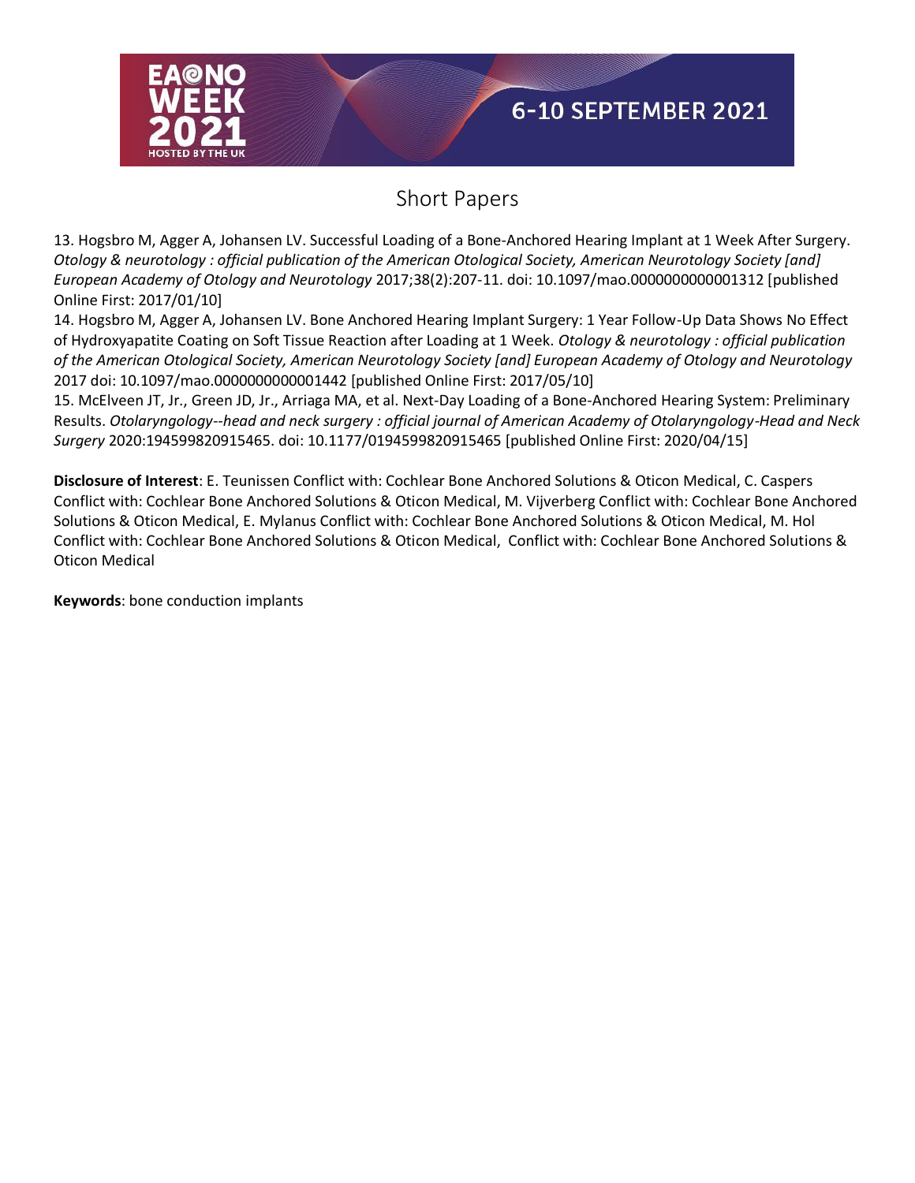## Short Papers

13. Hogsbro M, Agger A, Johansen LV. Successful Loading of a Bone-Anchored Hearing Implant at 1 Week After Surgery. *Otology & neurotology : official publication of the American Otological Society, American Neurotology Society [and] European Academy of Otology and Neurotology* 2017;38(2):207-11. doi: 10.1097/mao.0000000000001312 [published Online First: 2017/01/10]

14. Hogsbro M, Agger A, Johansen LV. Bone Anchored Hearing Implant Surgery: 1 Year Follow-Up Data Shows No Effect of Hydroxyapatite Coating on Soft Tissue Reaction after Loading at 1 Week. *Otology & neurotology : official publication of the American Otological Society, American Neurotology Society [and] European Academy of Otology and Neurotology* 2017 doi: 10.1097/mao.0000000000001442 [published Online First: 2017/05/10]

15. McElveen JT, Jr., Green JD, Jr., Arriaga MA, et al. Next-Day Loading of a Bone-Anchored Hearing System: Preliminary Results. *Otolaryngology--head and neck surgery : official journal of American Academy of Otolaryngology-Head and Neck Surgery* 2020:194599820915465. doi: 10.1177/0194599820915465 [published Online First: 2020/04/15]

**Disclosure of Interest**: E. Teunissen Conflict with: Cochlear Bone Anchored Solutions & Oticon Medical, C. Caspers Conflict with: Cochlear Bone Anchored Solutions & Oticon Medical, M. Vijverberg Conflict with: Cochlear Bone Anchored Solutions & Oticon Medical, E. Mylanus Conflict with: Cochlear Bone Anchored Solutions & Oticon Medical, M. Hol Conflict with: Cochlear Bone Anchored Solutions & Oticon Medical, Conflict with: Cochlear Bone Anchored Solutions & Oticon Medical

**Keywords**: bone conduction implants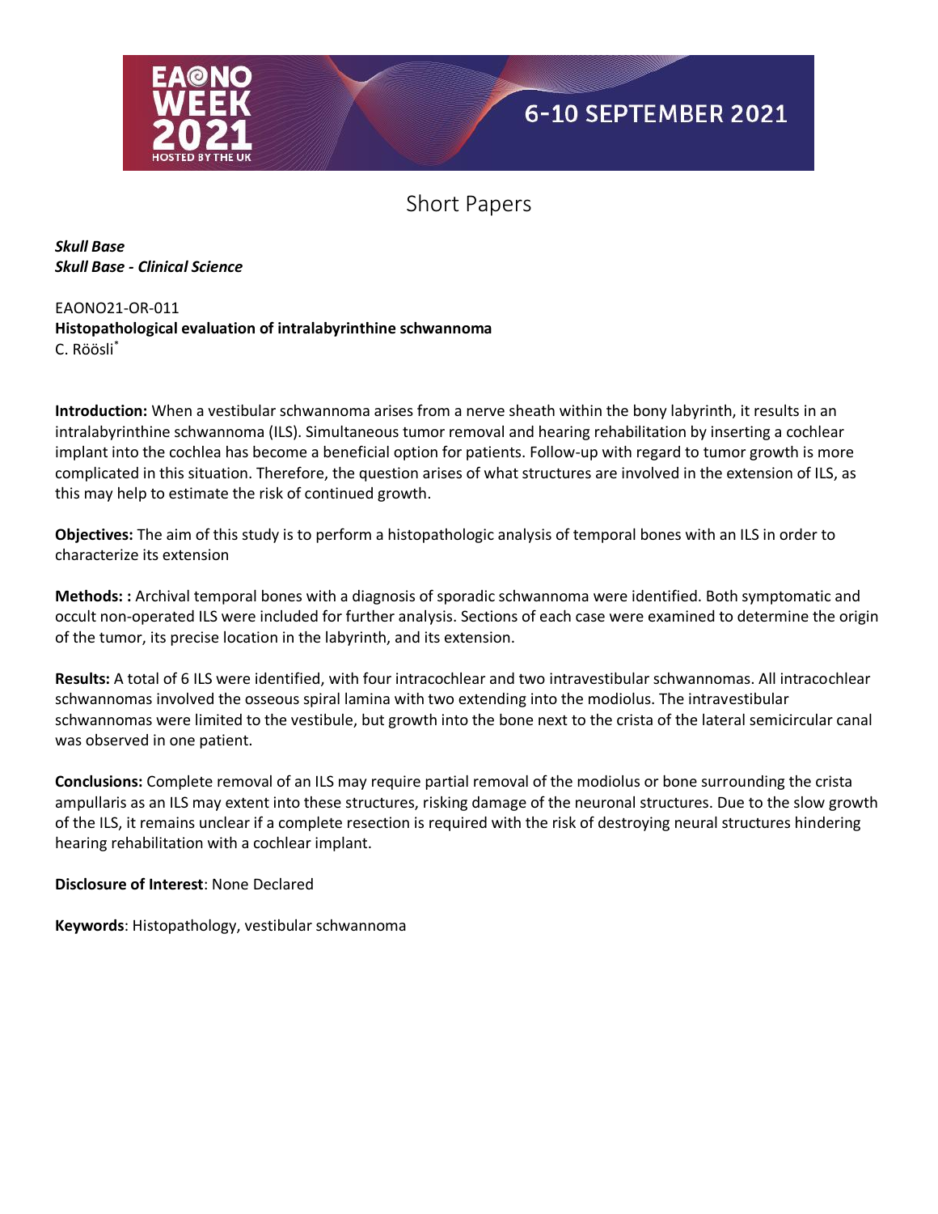## Short Papers

***Skull Base***
***Skull Base - Clinical Science***

EAONO21-OR-011
**Histopathological evaluation of intralabyrinthine schwannoma**
C. Röösli[*]

**Introduction:** When a vestibular schwannoma arises from a nerve sheath within the bony labyrinth, it results in an intralabyrinthine schwannoma (ILS). Simultaneous tumor removal and hearing rehabilitation by inserting a cochlear implant into the cochlea has become a beneficial option for patients. Follow-up with regard to tumor growth is more complicated in this situation. Therefore, the question arises of what structures are involved in the extension of ILS, as this may help to estimate the risk of continued growth.

**Objectives:** The aim of this study is to perform a histopathologic analysis of temporal bones with an ILS in order to characterize its extension

**Methods: :** Archival temporal bones with a diagnosis of sporadic schwannoma were identified. Both symptomatic and occult non-operated ILS were included for further analysis. Sections of each case were examined to determine the origin of the tumor, its precise location in the labyrinth, and its extension.

**Results:** A total of 6 ILS were identified, with four intracochlear and two intravestibular schwannomas. All intracochlear schwannomas involved the osseous spiral lamina with two extending into the modiolus. The intravestibular schwannomas were limited to the vestibule, but growth into the bone next to the crista of the lateral semicircular canal was observed in one patient.

**Conclusions:** Complete removal of an ILS may require partial removal of the modiolus or bone surrounding the crista ampullaris as an ILS may extent into these structures, risking damage of the neuronal structures. Due to the slow growth of the ILS, it remains unclear if a complete resection is required with the risk of destroying neural structures hindering hearing rehabilitation with a cochlear implant.

**Disclosure of Interest**: None Declared

**Keywords**: Histopathology, vestibular schwannoma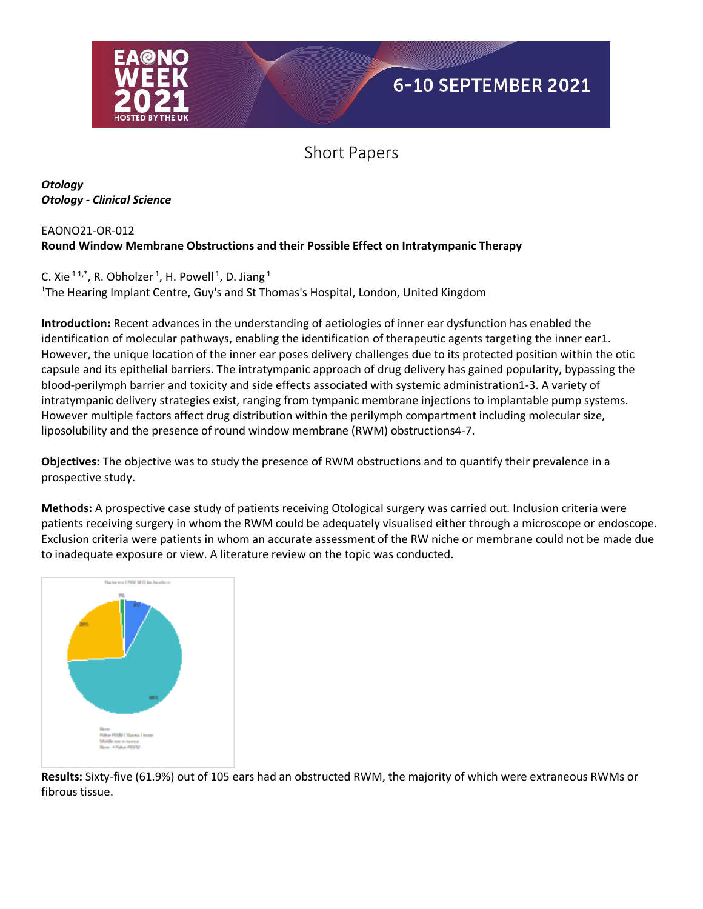## Short Papers

***Otology***
***Otology - Clinical Science***

EAONO21-OR-012
**Round Window Membrane Obstructions and their Possible Effect on Intratympanic Therapy**

C. Xie [1 1,*], R. Obholzer [1], H. Powell [1], D. Jiang [1]
[1]The Hearing Implant Centre, Guy's and St Thomas's Hospital, London, United Kingdom

**Introduction:** Recent advances in the understanding of aetiologies of inner ear dysfunction has enabled the identification of molecular pathways, enabling the identification of therapeutic agents targeting the inner ear1. However, the unique location of the inner ear poses delivery challenges due to its protected position within the otic capsule and its epithelial barriers. The intratympanic approach of drug delivery has gained popularity, bypassing the blood-perilymph barrier and toxicity and side effects associated with systemic administration1-3. A variety of intratympanic delivery strategies exist, ranging from tympanic membrane injections to implantable pump systems. However multiple factors affect drug distribution within the perilymph compartment including molecular size, liposolubility and the presence of round window membrane (RWM) obstructions4-7.

**Objectives:** The objective was to study the presence of RWM obstructions and to quantify their prevalence in a prospective study.

**Methods:** A prospective case study of patients receiving Otological surgery was carried out. Inclusion criteria were patients receiving surgery in whom the RWM could be adequately visualised either through a microscope or endoscope. Exclusion criteria were patients in whom an accurate assessment of the RW niche or membrane could not be made due to inadequate exposure or view. A literature review on the topic was conducted.

**Results:** Sixty-five (61.9%) out of 105 ears had an obstructed RWM, the majority of which were extraneous RWMs or fibrous tissue.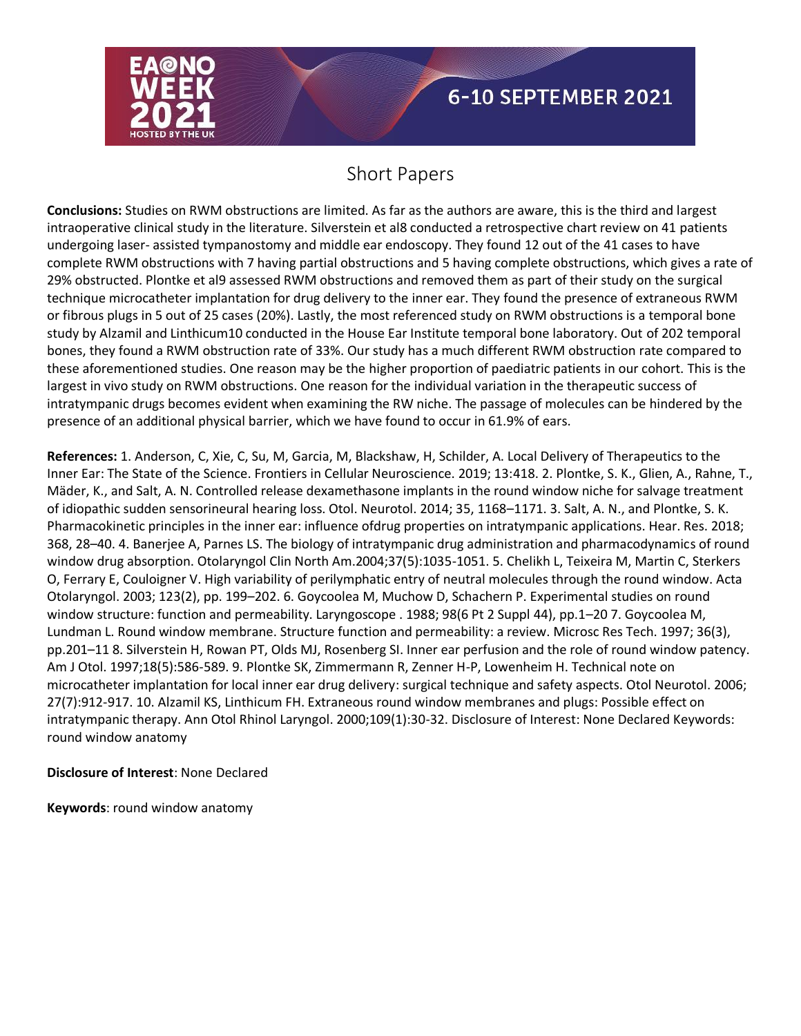## Short Papers

**Conclusions:** Studies on RWM obstructions are limited. As far as the authors are aware, this is the third and largest intraoperative clinical study in the literature. Silverstein et al8 conducted a retrospective chart review on 41 patients undergoing laser- assisted tympanostomy and middle ear endoscopy. They found 12 out of the 41 cases to have complete RWM obstructions with 7 having partial obstructions and 5 having complete obstructions, which gives a rate of 29% obstructed. Plontke et al9 assessed RWM obstructions and removed them as part of their study on the surgical technique microcatheter implantation for drug delivery to the inner ear. They found the presence of extraneous RWM or fibrous plugs in 5 out of 25 cases (20%). Lastly, the most referenced study on RWM obstructions is a temporal bone study by Alzamil and Linthicum10 conducted in the House Ear Institute temporal bone laboratory. Out of 202 temporal bones, they found a RWM obstruction rate of 33%. Our study has a much different RWM obstruction rate compared to these aforementioned studies. One reason may be the higher proportion of paediatric patients in our cohort. This is the largest in vivo study on RWM obstructions. One reason for the individual variation in the therapeutic success of intratympanic drugs becomes evident when examining the RW niche. The passage of molecules can be hindered by the presence of an additional physical barrier, which we have found to occur in 61.9% of ears.

**References:** 1. Anderson, C, Xie, C, Su, M, Garcia, M, Blackshaw, H, Schilder, A. Local Delivery of Therapeutics to the Inner Ear: The State of the Science. Frontiers in Cellular Neuroscience. 2019; 13:418. 2. Plontke, S. K., Glien, A., Rahne, T., Mäder, K., and Salt, A. N. Controlled release dexamethasone implants in the round window niche for salvage treatment of idiopathic sudden sensorineural hearing loss. Otol. Neurotol. 2014; 35, 1168–1171. 3. Salt, A. N., and Plontke, S. K. Pharmacokinetic principles in the inner ear: influence ofdrug properties on intratympanic applications. Hear. Res. 2018; 368, 28–40. 4. Banerjee A, Parnes LS. The biology of intratympanic drug administration and pharmacodynamics of round window drug absorption. Otolaryngol Clin North Am.2004;37(5):1035-1051. 5. Chelikh L, Teixeira M, Martin C, Sterkers O, Ferrary E, Couloigner V. High variability of perilymphatic entry of neutral molecules through the round window. Acta Otolaryngol. 2003; 123(2), pp. 199–202. 6. Goycoolea M, Muchow D, Schachern P. Experimental studies on round window structure: function and permeability. Laryngoscope . 1988; 98(6 Pt 2 Suppl 44), pp.1–20 7. Goycoolea M, Lundman L. Round window membrane. Structure function and permeability: a review. Microsc Res Tech. 1997; 36(3), pp.201–11 8. Silverstein H, Rowan PT, Olds MJ, Rosenberg SI. Inner ear perfusion and the role of round window patency. Am J Otol. 1997;18(5):586-589. 9. Plontke SK, Zimmermann R, Zenner H-P, Lowenheim H. Technical note on microcatheter implantation for local inner ear drug delivery: surgical technique and safety aspects. Otol Neurotol. 2006; 27(7):912-917. 10. Alzamil KS, Linthicum FH. Extraneous round window membranes and plugs: Possible effect on intratympanic therapy. Ann Otol Rhinol Laryngol. 2000;109(1):30-32. Disclosure of Interest: None Declared Keywords: round window anatomy

**Disclosure of Interest**: None Declared

**Keywords**: round window anatomy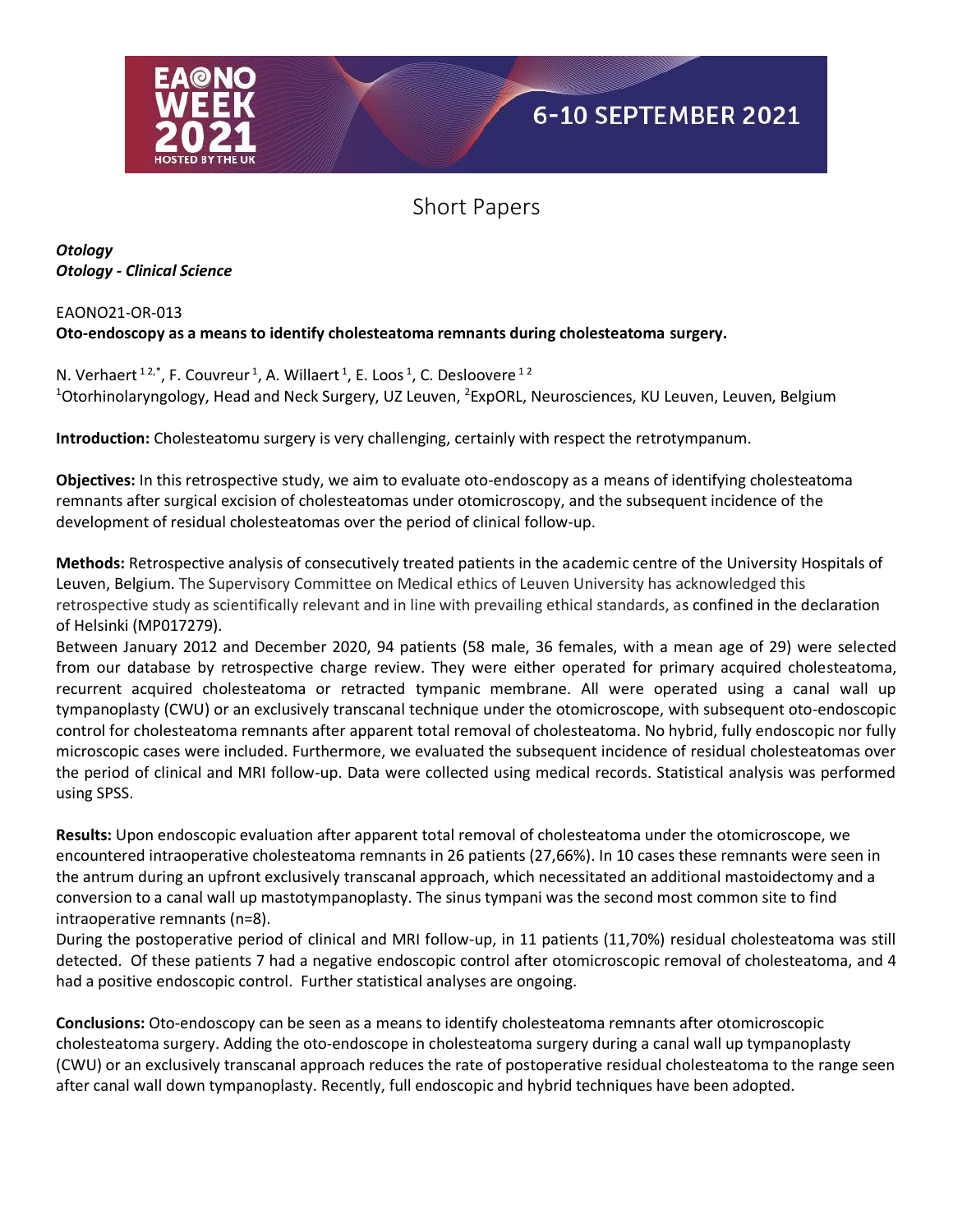# Short Papers

***Otology***
***Otology - Clinical Science***

EAONO21-OR-013
**Oto-endoscopy as a means to identify cholesteatoma remnants during cholesteatoma surgery.**

N. Verhaert [1 2,*], F. Couvreur [1], A. Willaert [1], E. Loos [1], C. Desloovere [1 2]
[1]Otorhinolaryngology, Head and Neck Surgery, UZ Leuven, [2]ExpORL, Neurosciences, KU Leuven, Leuven, Belgium

**Introduction:** Cholesteatomu surgery is very challenging, certainly with respect the retrotympanum.

**Objectives:** In this retrospective study, we aim to evaluate oto-endoscopy as a means of identifying cholesteatoma remnants after surgical excision of cholesteatomas under otomicroscopy, and the subsequent incidence of the development of residual cholesteatomas over the period of clinical follow-up.

**Methods:** Retrospective analysis of consecutively treated patients in the academic centre of the University Hospitals of Leuven, Belgium. The Supervisory Committee on Medical ethics of Leuven University has acknowledged this retrospective study as scientifically relevant and in line with prevailing ethical standards, as confined in the declaration of Helsinki (MP017279).

Between January 2012 and December 2020, 94 patients (58 male, 36 females, with a mean age of 29) were selected from our database by retrospective charge review. They were either operated for primary acquired cholesteatoma, recurrent acquired cholesteatoma or retracted tympanic membrane. All were operated using a canal wall up tympanoplasty (CWU) or an exclusively transcanal technique under the otomicroscope, with subsequent oto-endoscopic control for cholesteatoma remnants after apparent total removal of cholesteatoma. No hybrid, fully endoscopic nor fully microscopic cases were included. Furthermore, we evaluated the subsequent incidence of residual cholesteatomas over the period of clinical and MRI follow-up. Data were collected using medical records. Statistical analysis was performed using SPSS.

**Results:** Upon endoscopic evaluation after apparent total removal of cholesteatoma under the otomicroscope, we encountered intraoperative cholesteatoma remnants in 26 patients (27,66%). In 10 cases these remnants were seen in the antrum during an upfront exclusively transcanal approach, which necessitated an additional mastoidectomy and a conversion to a canal wall up mastotympanoplasty. The sinus tympani was the second most common site to find intraoperative remnants (n=8).

During the postoperative period of clinical and MRI follow-up, in 11 patients (11,70%) residual cholesteatoma was still detected. Of these patients 7 had a negative endoscopic control after otomicroscopic removal of cholesteatoma, and 4 had a positive endoscopic control. Further statistical analyses are ongoing.

**Conclusions:** Oto-endoscopy can be seen as a means to identify cholesteatoma remnants after otomicroscopic cholesteatoma surgery. Adding the oto-endoscope in cholesteatoma surgery during a canal wall up tympanoplasty (CWU) or an exclusively transcanal approach reduces the rate of postoperative residual cholesteatoma to the range seen after canal wall down tympanoplasty. Recently, full endoscopic and hybrid techniques have been adopted.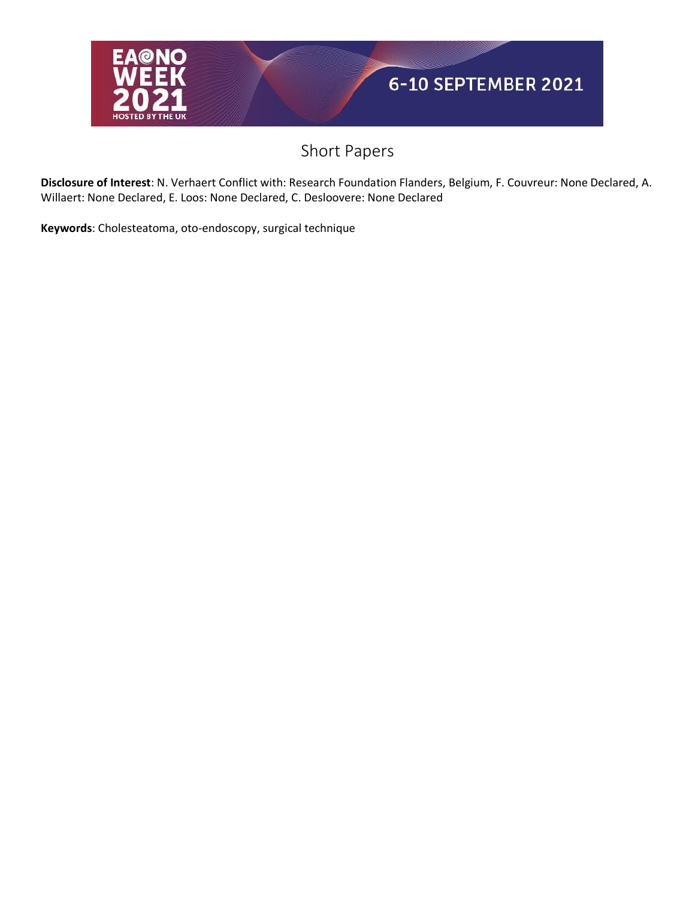**Disclosure of Interest**: N. Verhaert Conflict with: Research Foundation Flanders, Belgium, F. Couvreur: None Declared, A. Willaert: None Declared, E. Loos: None Declared, C. Desloovere: None Declared

**Keywords**: Cholesteatoma, oto-endoscopy, surgical technique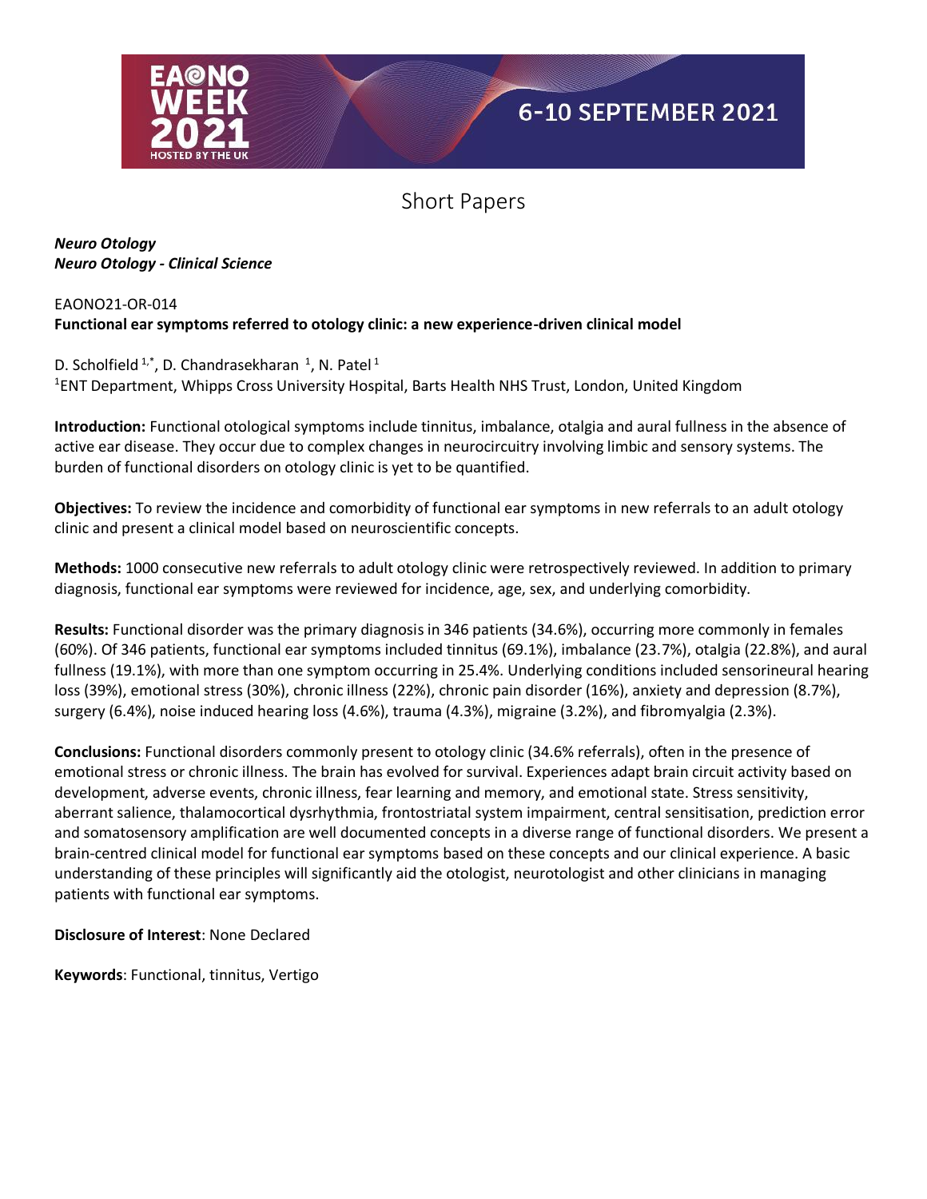# Short Papers

***Neuro Otology***
***Neuro Otology - Clinical Science***

EAONO21-OR-014
**Functional ear symptoms referred to otology clinic: a new experience-driven clinical model**

D. Scholfield [1,*], D. Chandrasekharan [1], N. Patel [1]
[1]ENT Department, Whipps Cross University Hospital, Barts Health NHS Trust, London, United Kingdom

**Introduction:** Functional otological symptoms include tinnitus, imbalance, otalgia and aural fullness in the absence of active ear disease. They occur due to complex changes in neurocircuitry involving limbic and sensory systems. The burden of functional disorders on otology clinic is yet to be quantified.

**Objectives:** To review the incidence and comorbidity of functional ear symptoms in new referrals to an adult otology clinic and present a clinical model based on neuroscientific concepts.

**Methods:** 1000 consecutive new referrals to adult otology clinic were retrospectively reviewed. In addition to primary diagnosis, functional ear symptoms were reviewed for incidence, age, sex, and underlying comorbidity.

**Results:** Functional disorder was the primary diagnosis in 346 patients (34.6%), occurring more commonly in females (60%). Of 346 patients, functional ear symptoms included tinnitus (69.1%), imbalance (23.7%), otalgia (22.8%), and aural fullness (19.1%), with more than one symptom occurring in 25.4%. Underlying conditions included sensorineural hearing loss (39%), emotional stress (30%), chronic illness (22%), chronic pain disorder (16%), anxiety and depression (8.7%), surgery (6.4%), noise induced hearing loss (4.6%), trauma (4.3%), migraine (3.2%), and fibromyalgia (2.3%).

**Conclusions:** Functional disorders commonly present to otology clinic (34.6% referrals), often in the presence of emotional stress or chronic illness. The brain has evolved for survival. Experiences adapt brain circuit activity based on development, adverse events, chronic illness, fear learning and memory, and emotional state. Stress sensitivity, aberrant salience, thalamocortical dysrhythmia, frontostriatal system impairment, central sensitisation, prediction error and somatosensory amplification are well documented concepts in a diverse range of functional disorders. We present a brain-centred clinical model for functional ear symptoms based on these concepts and our clinical experience. A basic understanding of these principles will significantly aid the otologist, neurotologist and other clinicians in managing patients with functional ear symptoms.

**Disclosure of Interest**: None Declared

**Keywords**: Functional, tinnitus, Vertigo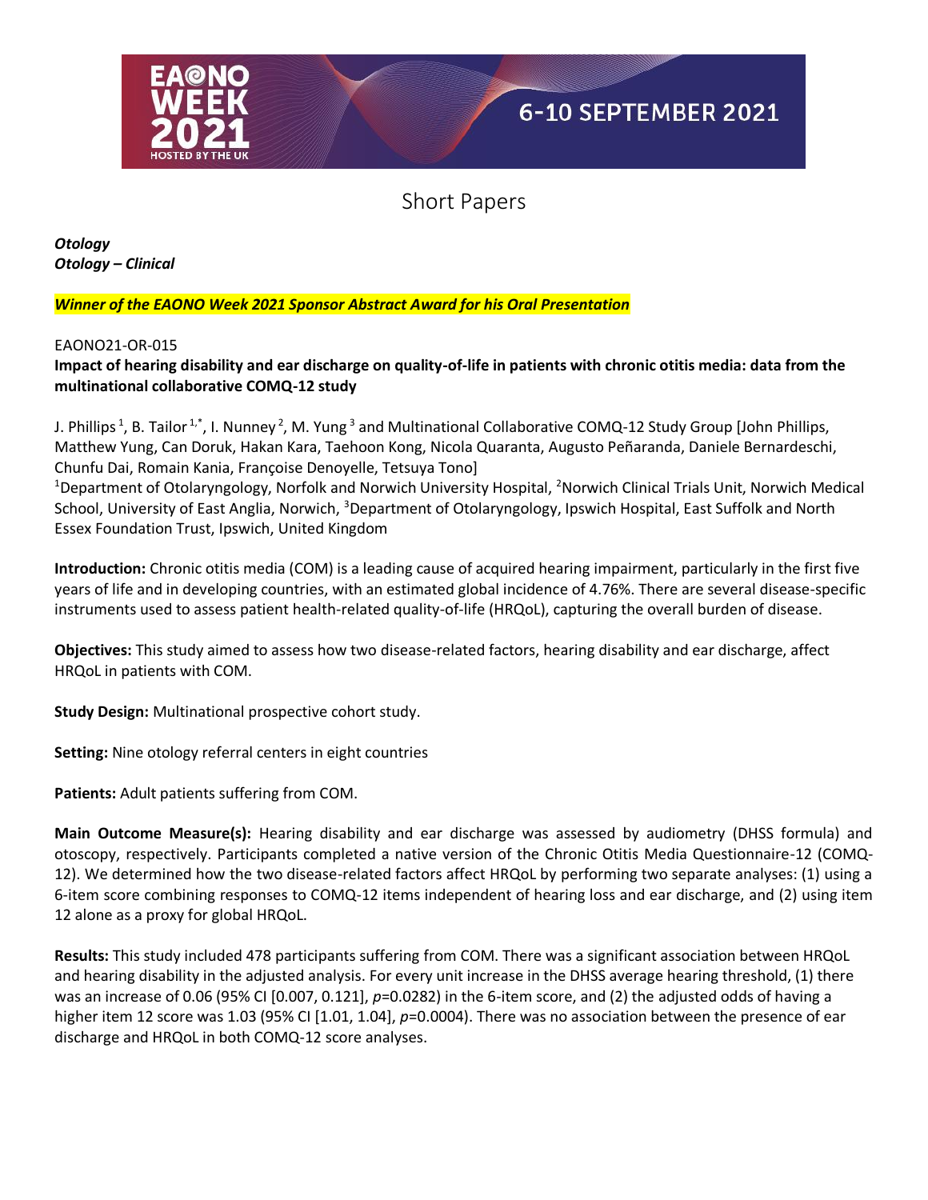# Short Papers

***Otology***
***Otology – Clinical***

***Winner of the EAONO Week 2021 Sponsor Abstract Award for his Oral Presentation***

EAONO21-OR-015

**Impact of hearing disability and ear discharge on quality-of-life in patients with chronic otitis media: data from the multinational collaborative COMQ-12 study**

J. Phillips [1], B. Tailor [1,*], I. Nunney [2], M. Yung [3] and Multinational Collaborative COMQ-12 Study Group [John Phillips, Matthew Yung, Can Doruk, Hakan Kara, Taehoon Kong, Nicola Quaranta, Augusto Peñaranda, Daniele Bernardeschi, Chunfu Dai, Romain Kania, Françoise Denoyelle, Tetsuya Tono]

[1]Department of Otolaryngology, Norfolk and Norwich University Hospital, [2]Norwich Clinical Trials Unit, Norwich Medical School, University of East Anglia, Norwich, [3]Department of Otolaryngology, Ipswich Hospital, East Suffolk and North Essex Foundation Trust, Ipswich, United Kingdom

**Introduction:** Chronic otitis media (COM) is a leading cause of acquired hearing impairment, particularly in the first five years of life and in developing countries, with an estimated global incidence of 4.76%. There are several disease-specific instruments used to assess patient health-related quality-of-life (HRQoL), capturing the overall burden of disease.

**Objectives:** This study aimed to assess how two disease-related factors, hearing disability and ear discharge, affect HRQoL in patients with COM.

**Study Design:** Multinational prospective cohort study.

**Setting:** Nine otology referral centers in eight countries

**Patients:** Adult patients suffering from COM.

**Main Outcome Measure(s):** Hearing disability and ear discharge was assessed by audiometry (DHSS formula) and otoscopy, respectively. Participants completed a native version of the Chronic Otitis Media Questionnaire-12 (COMQ-12). We determined how the two disease-related factors affect HRQoL by performing two separate analyses: (1) using a 6-item score combining responses to COMQ-12 items independent of hearing loss and ear discharge, and (2) using item 12 alone as a proxy for global HRQoL.

**Results:** This study included 478 participants suffering from COM. There was a significant association between HRQoL and hearing disability in the adjusted analysis. For every unit increase in the DHSS average hearing threshold, (1) there was an increase of 0.06 (95% CI [0.007, 0.121], $p$=0.0282) in the 6-item score, and (2) the adjusted odds of having a higher item 12 score was 1.03 (95% CI [1.01, 1.04], $p$=0.0004). There was no association between the presence of ear discharge and HRQoL in both COMQ-12 score analyses.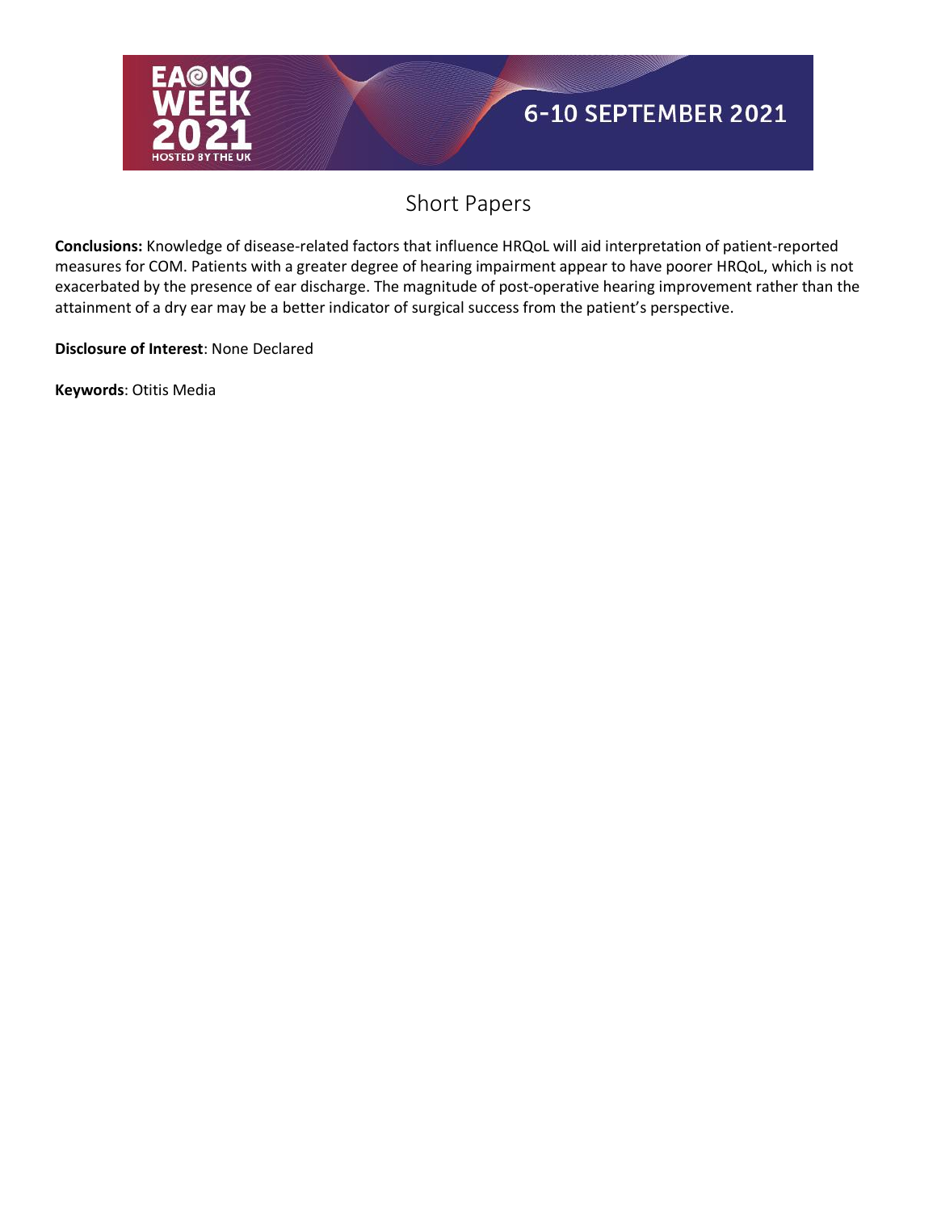**Conclusions:** Knowledge of disease-related factors that influence HRQoL will aid interpretation of patient-reported measures for COM. Patients with a greater degree of hearing impairment appear to have poorer HRQoL, which is not exacerbated by the presence of ear discharge. The magnitude of post-operative hearing improvement rather than the attainment of a dry ear may be a better indicator of surgical success from the patient's perspective.

**Disclosure of Interest**: None Declared

**Keywords**: Otitis Media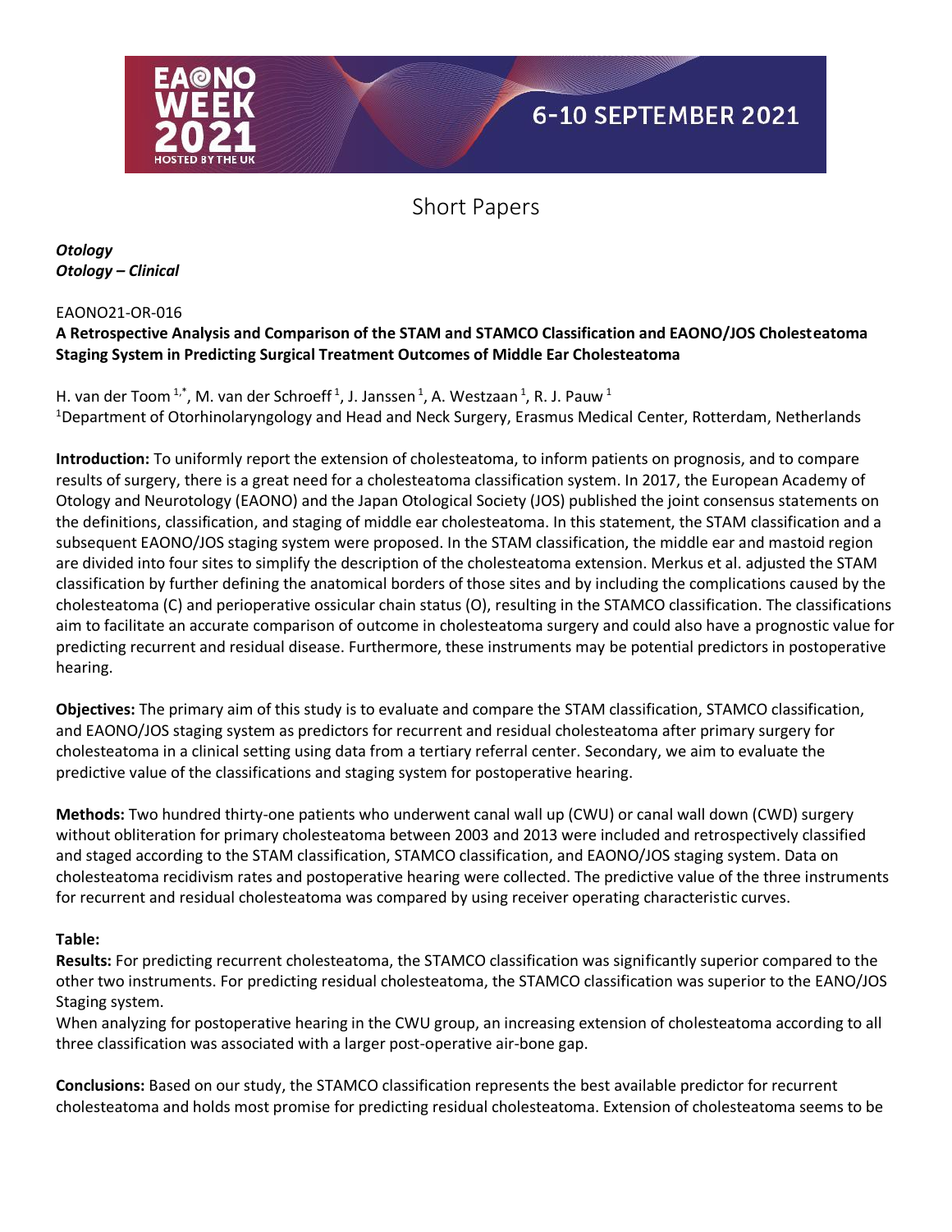# Short Papers

***Otology***
***Otology – Clinical***

EAONO21-OR-016

**A Retrospective Analysis and Comparison of the STAM and STAMCO Classification and EAONO/JOS Cholesteatoma Staging System in Predicting Surgical Treatment Outcomes of Middle Ear Cholesteatoma**

H. van der Toom [1,*], M. van der Schroeff [1], J. Janssen [1], A. Westzaan [1], R. J. Pauw [1]
[1]Department of Otorhinolaryngology and Head and Neck Surgery, Erasmus Medical Center, Rotterdam, Netherlands

**Introduction:** To uniformly report the extension of cholesteatoma, to inform patients on prognosis, and to compare results of surgery, there is a great need for a cholesteatoma classification system. In 2017, the European Academy of Otology and Neurotology (EAONO) and the Japan Otological Society (JOS) published the joint consensus statements on the definitions, classification, and staging of middle ear cholesteatoma. In this statement, the STAM classification and a subsequent EAONO/JOS staging system were proposed. In the STAM classification, the middle ear and mastoid region are divided into four sites to simplify the description of the cholesteatoma extension. Merkus et al. adjusted the STAM classification by further defining the anatomical borders of those sites and by including the complications caused by the cholesteatoma (C) and perioperative ossicular chain status (O), resulting in the STAMCO classification. The classifications aim to facilitate an accurate comparison of outcome in cholesteatoma surgery and could also have a prognostic value for predicting recurrent and residual disease. Furthermore, these instruments may be potential predictors in postoperative hearing.

**Objectives:** The primary aim of this study is to evaluate and compare the STAM classification, STAMCO classification, and EAONO/JOS staging system as predictors for recurrent and residual cholesteatoma after primary surgery for cholesteatoma in a clinical setting using data from a tertiary referral center. Secondary, we aim to evaluate the predictive value of the classifications and staging system for postoperative hearing.

**Methods:** Two hundred thirty-one patients who underwent canal wall up (CWU) or canal wall down (CWD) surgery without obliteration for primary cholesteatoma between 2003 and 2013 were included and retrospectively classified and staged according to the STAM classification, STAMCO classification, and EAONO/JOS staging system. Data on cholesteatoma recidivism rates and postoperative hearing were collected. The predictive value of the three instruments for recurrent and residual cholesteatoma was compared by using receiver operating characteristic curves.

**Table:**

**Results:** For predicting recurrent cholesteatoma, the STAMCO classification was significantly superior compared to the other two instruments. For predicting residual cholesteatoma, the STAMCO classification was superior to the EANO/JOS Staging system.

When analyzing for postoperative hearing in the CWU group, an increasing extension of cholesteatoma according to all three classification was associated with a larger post-operative air-bone gap.

**Conclusions:** Based on our study, the STAMCO classification represents the best available predictor for recurrent cholesteatoma and holds most promise for predicting residual cholesteatoma. Extension of cholesteatoma seems to be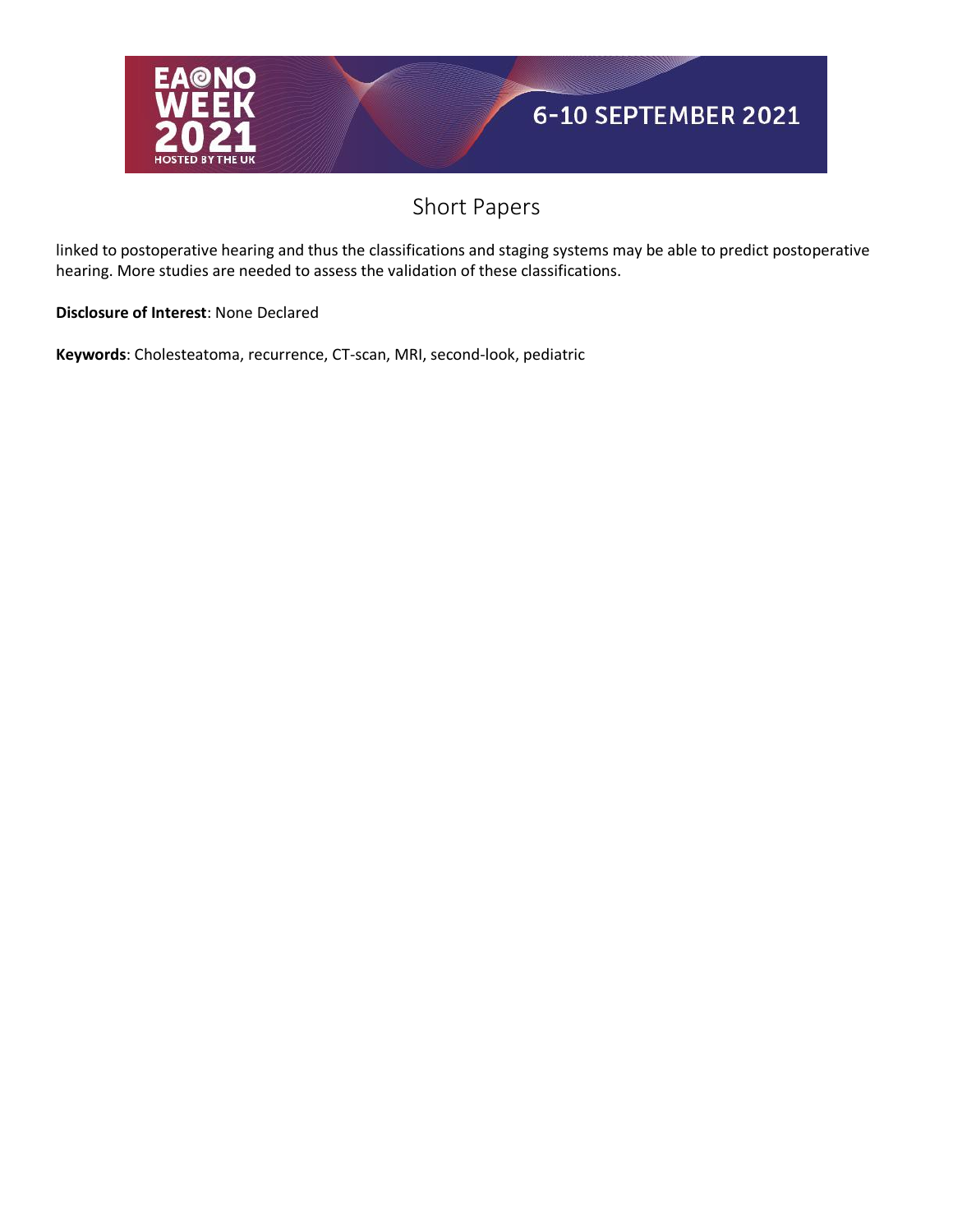linked to postoperative hearing and thus the classifications and staging systems may be able to predict postoperative hearing. More studies are needed to assess the validation of these classifications.

**Disclosure of Interest**: None Declared

**Keywords**: Cholesteatoma, recurrence, CT-scan, MRI, second-look, pediatric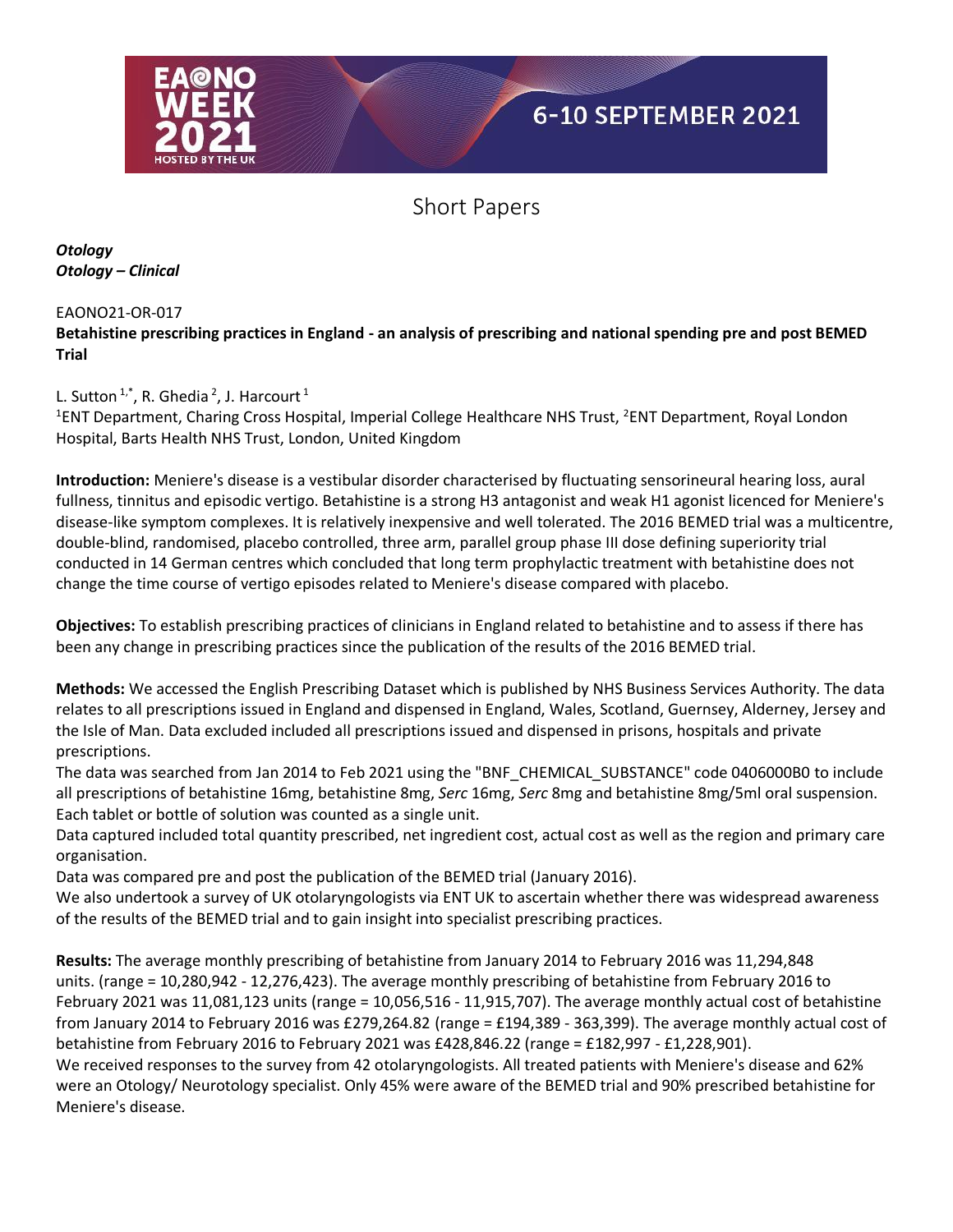# Short Papers

***Otology***
***Otology – Clinical***

EAONO21-OR-017

**Betahistine prescribing practices in England - an analysis of prescribing and national spending pre and post BEMED Trial**

L. Sutton [1,*], R. Ghedia [2], J. Harcourt [1]

[1]ENT Department, Charing Cross Hospital, Imperial College Healthcare NHS Trust, [2]ENT Department, Royal London Hospital, Barts Health NHS Trust, London, United Kingdom

**Introduction:** Meniere's disease is a vestibular disorder characterised by fluctuating sensorineural hearing loss, aural fullness, tinnitus and episodic vertigo. Betahistine is a strong H3 antagonist and weak H1 agonist licenced for Meniere's disease-like symptom complexes. It is relatively inexpensive and well tolerated. The 2016 BEMED trial was a multicentre, double-blind, randomised, placebo controlled, three arm, parallel group phase III dose defining superiority trial conducted in 14 German centres which concluded that long term prophylactic treatment with betahistine does not change the time course of vertigo episodes related to Meniere's disease compared with placebo.

**Objectives:** To establish prescribing practices of clinicians in England related to betahistine and to assess if there has been any change in prescribing practices since the publication of the results of the 2016 BEMED trial.

**Methods:** We accessed the English Prescribing Dataset which is published by NHS Business Services Authority. The data relates to all prescriptions issued in England and dispensed in England, Wales, Scotland, Guernsey, Alderney, Jersey and the Isle of Man. Data excluded included all prescriptions issued and dispensed in prisons, hospitals and private prescriptions.

The data was searched from Jan 2014 to Feb 2021 using the "BNF_CHEMICAL_SUBSTANCE" code 0406000B0 to include all prescriptions of betahistine 16mg, betahistine 8mg, *Serc* 16mg, *Serc* 8mg and betahistine 8mg/5ml oral suspension. Each tablet or bottle of solution was counted as a single unit.

Data captured included total quantity prescribed, net ingredient cost, actual cost as well as the region and primary care organisation.

Data was compared pre and post the publication of the BEMED trial (January 2016).

We also undertook a survey of UK otolaryngologists via ENT UK to ascertain whether there was widespread awareness of the results of the BEMED trial and to gain insight into specialist prescribing practices.

**Results:** The average monthly prescribing of betahistine from January 2014 to February 2016 was 11,294,848 units. (range = 10,280,942 - 12,276,423). The average monthly prescribing of betahistine from February 2016 to February 2021 was 11,081,123 units (range = 10,056,516 - 11,915,707). The average monthly actual cost of betahistine from January 2014 to February 2016 was £279,264.82 (range = £194,389 - 363,399). The average monthly actual cost of betahistine from February 2016 to February 2021 was £428,846.22 (range = £182,997 - £1,228,901).

We received responses to the survey from 42 otolaryngologists. All treated patients with Meniere's disease and 62% were an Otology/ Neurotology specialist. Only 45% were aware of the BEMED trial and 90% prescribed betahistine for Meniere's disease.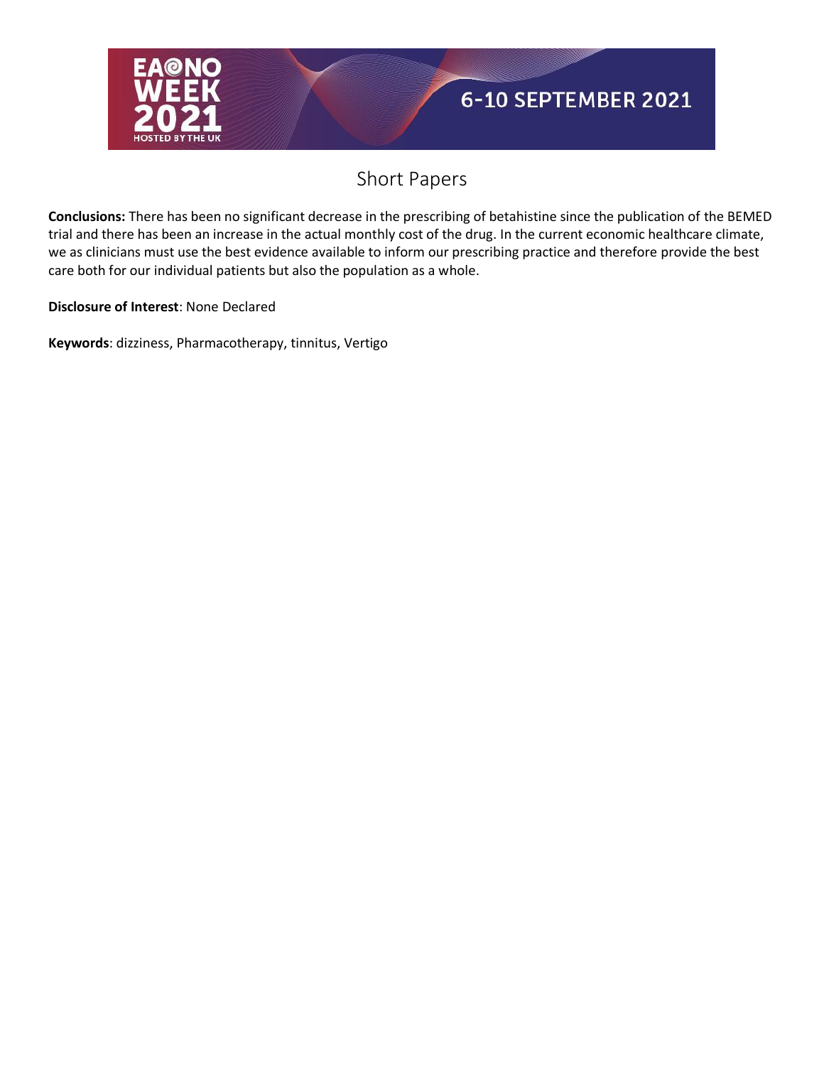**Conclusions:** There has been no significant decrease in the prescribing of betahistine since the publication of the BEMED trial and there has been an increase in the actual monthly cost of the drug. In the current economic healthcare climate, we as clinicians must use the best evidence available to inform our prescribing practice and therefore provide the best care both for our individual patients but also the population as a whole.

**Disclosure of Interest**: None Declared

**Keywords**: dizziness, Pharmacotherapy, tinnitus, Vertigo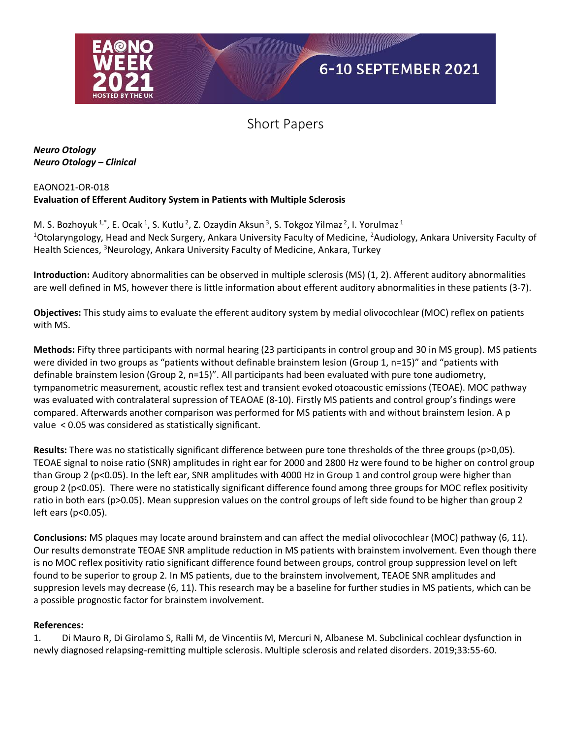## Short Papers

***Neuro Otology***
***Neuro Otology – Clinical***

EAONO21-OR-018
**Evaluation of Efferent Auditory System in Patients with Multiple Sclerosis**

M. S. Bozhoyuk [1,*], E. Ocak [1], S. Kutlu [2], Z. Ozaydin Aksun [3], S. Tokgoz Yilmaz [2], I. Yorulmaz [1]
[1]Otolaryngology, Head and Neck Surgery, Ankara University Faculty of Medicine, [2]Audiology, Ankara University Faculty of Health Sciences, [3]Neurology, Ankara University Faculty of Medicine, Ankara, Turkey

**Introduction:** Auditory abnormalities can be observed in multiple sclerosis (MS) (1, 2). Afferent auditory abnormalities are well defined in MS, however there is little information about efferent auditory abnormalities in these patients (3-7).

**Objectives:** This study aims to evaluate the efferent auditory system by medial olivocochlear (MOC) reflex on patients with MS.

**Methods:** Fifty three participants with normal hearing (23 participants in control group and 30 in MS group). MS patients were divided in two groups as "patients without definable brainstem lesion (Group 1, n=15)" and "patients with definable brainstem lesion (Group 2, n=15)". All participants had been evaluated with pure tone audiometry, tympanometric measurement, acoustic reflex test and transient evoked otoacoustic emissions (TEOAE). MOC pathway was evaluated with contralateral supression of TEAOAE (8-10). Firstly MS patients and control group's findings were compared. Afterwards another comparison was performed for MS patients with and without brainstem lesion. A p value < 0.05 was considered as statistically significant.

**Results:** There was no statistically significant difference between pure tone thresholds of the three groups ($p>0,05$). TEOAE signal to noise ratio (SNR) amplitudes in right ear for 2000 and 2800 Hz were found to be higher on control group than Group 2 ($p<0.05$). In the left ear, SNR amplitudes with 4000 Hz in Group 1 and control group were higher than group 2 ($p<0.05$). There were no statistically significant difference found among three groups for MOC reflex positivity ratio in both ears ($p>0.05$). Mean suppresion values on the control groups of left side found to be higher than group 2 left ears ($p<0.05$).

**Conclusions:** MS plaques may locate around brainstem and can affect the medial olivocochlear (MOC) pathway (6, 11). Our results demonstrate TEOAE SNR amplitude reduction in MS patients with brainstem involvement. Even though there is no MOC reflex positivity ratio significant difference found between groups, control group suppression level on left found to be superior to group 2. In MS patients, due to the brainstem involvement, TEAOE SNR amplitudes and suppresion levels may decrease (6, 11). This research may be a baseline for further studies in MS patients, which can be a possible prognostic factor for brainstem involvement.

**References:**

1. Di Mauro R, Di Girolamo S, Ralli M, de Vincentiis M, Mercuri N, Albanese M. Subclinical cochlear dysfunction in newly diagnosed relapsing-remitting multiple sclerosis. Multiple sclerosis and related disorders. 2019;33:55-60.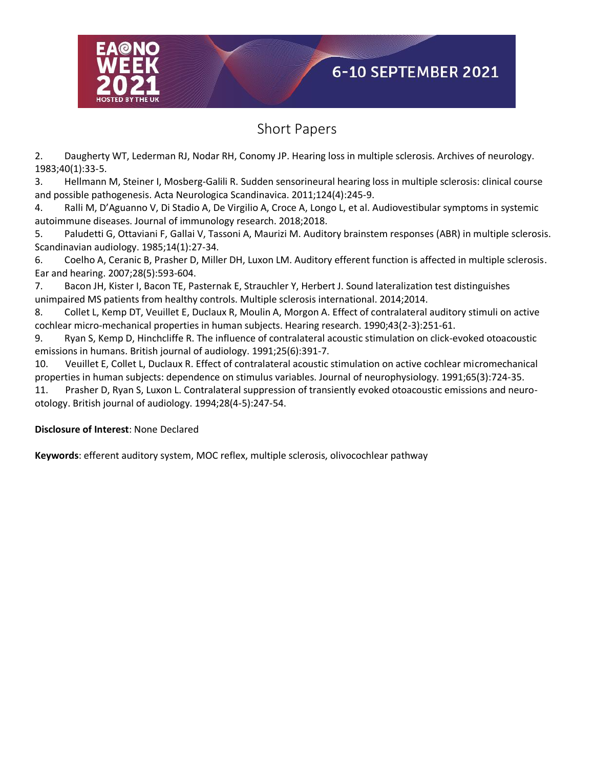2. Daugherty WT, Lederman RJ, Nodar RH, Conomy JP. Hearing loss in multiple sclerosis. Archives of neurology. 1983;40(1):33-5.
3. Hellmann M, Steiner I, Mosberg-Galili R. Sudden sensorineural hearing loss in multiple sclerosis: clinical course and possible pathogenesis. Acta Neurologica Scandinavica. 2011;124(4):245-9.
4. Ralli M, D'Aguanno V, Di Stadio A, De Virgilio A, Croce A, Longo L, et al. Audiovestibular symptoms in systemic autoimmune diseases. Journal of immunology research. 2018;2018.
5. Paludetti G, Ottaviani F, Gallai V, Tassoni A, Maurizi M. Auditory brainstem responses (ABR) in multiple sclerosis. Scandinavian audiology. 1985;14(1):27-34.
6. Coelho A, Ceranic B, Prasher D, Miller DH, Luxon LM. Auditory efferent function is affected in multiple sclerosis. Ear and hearing. 2007;28(5):593-604.
7. Bacon JH, Kister I, Bacon TE, Pasternak E, Strauchler Y, Herbert J. Sound lateralization test distinguishes unimpaired MS patients from healthy controls. Multiple sclerosis international. 2014;2014.
8. Collet L, Kemp DT, Veuillet E, Duclaux R, Moulin A, Morgon A. Effect of contralateral auditory stimuli on active cochlear micro-mechanical properties in human subjects. Hearing research. 1990;43(2-3):251-61.
9. Ryan S, Kemp D, Hinchcliffe R. The influence of contralateral acoustic stimulation on click-evoked otoacoustic emissions in humans. British journal of audiology. 1991;25(6):391-7.
10. Veuillet E, Collet L, Duclaux R. Effect of contralateral acoustic stimulation on active cochlear micromechanical properties in human subjects: dependence on stimulus variables. Journal of neurophysiology. 1991;65(3):724-35.
11. Prasher D, Ryan S, Luxon L. Contralateral suppression of transiently evoked otoacoustic emissions and neuro-otology. British journal of audiology. 1994;28(4-5):247-54.

**Disclosure of Interest**: None Declared

**Keywords**: efferent auditory system, MOC reflex, multiple sclerosis, olivocochlear pathway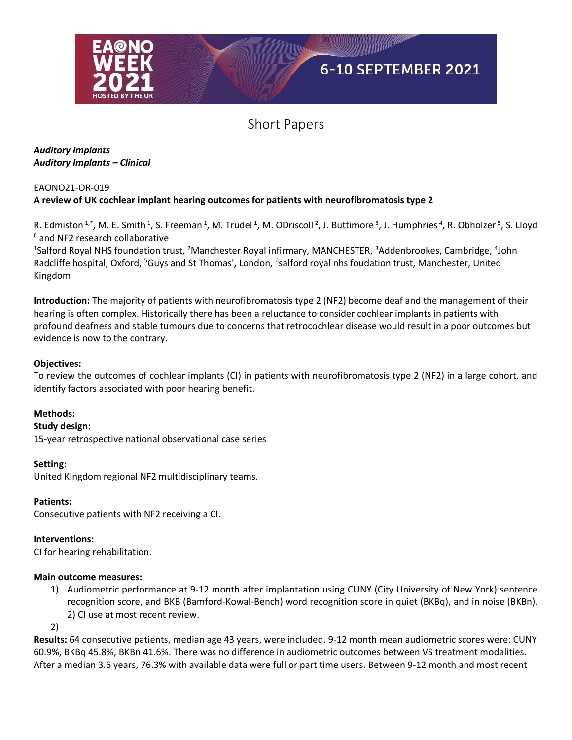# Short Papers

***Auditory Implants***
***Auditory Implants – Clinical***

EAONO21-OR-019

**A review of UK cochlear implant hearing outcomes for patients with neurofibromatosis type 2**

R. Edmiston [1,*], M. E. Smith [1], S. Freeman [1], M. Trudel [1], M. ODriscoll [2], J. Buttimore [3], J. Humphries [4], R. Obholzer [5], S. Lloyd [6] and NF2 research collaborative

[1]Salford Royal NHS foundation trust, [2]Manchester Royal infirmary, MANCHESTER, [3]Addenbrookes, Cambridge, [4]John Radcliffe hospital, Oxford, [5]Guys and St Thomas', London, [6]salford royal nhs foudation trust, Manchester, United Kingdom

**Introduction:** The majority of patients with neurofibromatosis type 2 (NF2) become deaf and the management of their hearing is often complex. Historically there has been a reluctance to consider cochlear implants in patients with profound deafness and stable tumours due to concerns that retrocochlear disease would result in a poor outcomes but evidence is now to the contrary.

**Objectives:**

To review the outcomes of cochlear implants (CI) in patients with neurofibromatosis type 2 (NF2) in a large cohort, and identify factors associated with poor hearing benefit.

**Methods:**

**Study design:**

15-year retrospective national observational case series

**Setting:**

United Kingdom regional NF2 multidisciplinary teams.

**Patients:**

Consecutive patients with NF2 receiving a CI.

**Interventions:**

CI for hearing rehabilitation.

**Main outcome measures:**

1) Audiometric performance at 9-12 month after implantation using CUNY (City University of New York) sentence recognition score, and BKB (Bamford-Kowal-Bench) word recognition score in quiet (BKBq), and in noise (BKBn). 2) CI use at most recent review.
2)

**Results:** 64 consecutive patients, median age 43 years, were included. 9-12 month mean audiometric scores were: CUNY 60.9%, BKBq 45.8%, BKBn 41.6%. There was no difference in audiometric outcomes between VS treatment modalities. After a median 3.6 years, 76.3% with available data were full or part time users. Between 9-12 month and most recent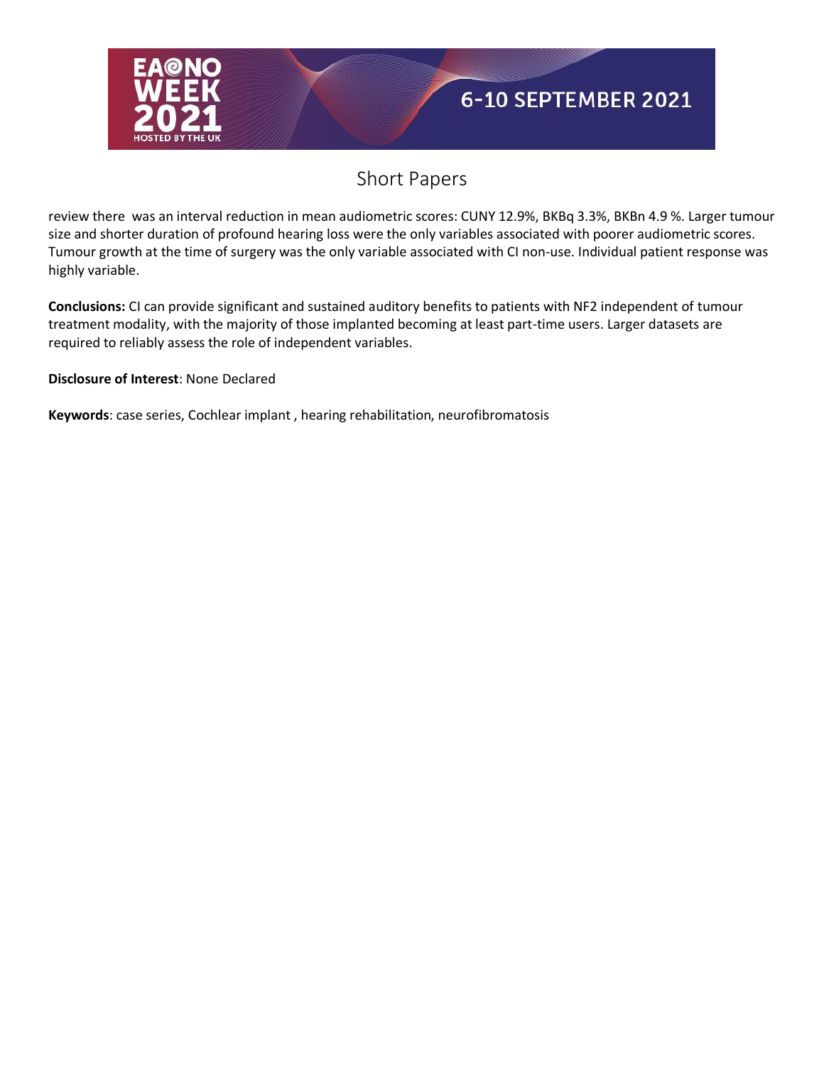review there was an interval reduction in mean audiometric scores: CUNY 12.9%, BKBq 3.3%, BKBn 4.9 %. Larger tumour size and shorter duration of profound hearing loss were the only variables associated with poorer audiometric scores. Tumour growth at the time of surgery was the only variable associated with CI non-use. Individual patient response was highly variable.

**Conclusions:** CI can provide significant and sustained auditory benefits to patients with NF2 independent of tumour treatment modality, with the majority of those implanted becoming at least part-time users. Larger datasets are required to reliably assess the role of independent variables.

**Disclosure of Interest**: None Declared

**Keywords**: case series, Cochlear implant , hearing rehabilitation, neurofibromatosis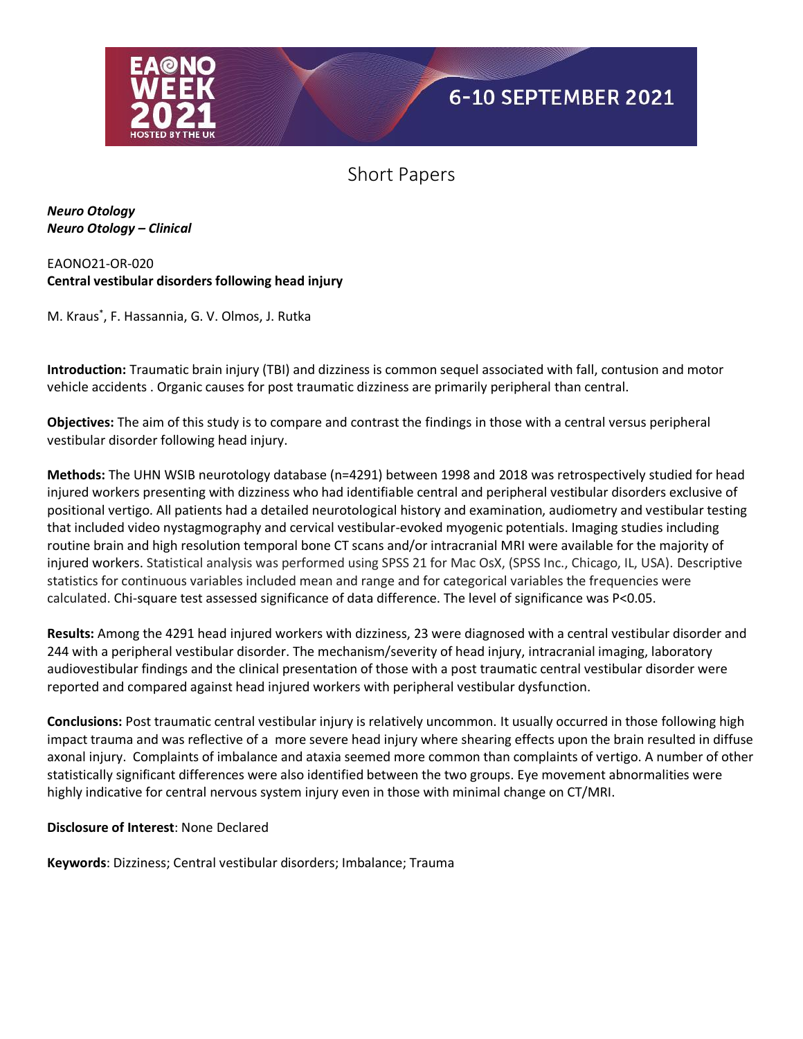# Short Papers

***Neuro Otology***
***Neuro Otology – Clinical***

EAONO21-OR-020
**Central vestibular disorders following head injury**

M. Kraus*, F. Hassannia, G. V. Olmos, J. Rutka

**Introduction:** Traumatic brain injury (TBI) and dizziness is common sequel associated with fall, contusion and motor vehicle accidents . Organic causes for post traumatic dizziness are primarily peripheral than central.

**Objectives:** The aim of this study is to compare and contrast the findings in those with a central versus peripheral vestibular disorder following head injury.

**Methods:** The UHN WSIB neurotology database (n=4291) between 1998 and 2018 was retrospectively studied for head injured workers presenting with dizziness who had identifiable central and peripheral vestibular disorders exclusive of positional vertigo. All patients had a detailed neurotological history and examination, audiometry and vestibular testing that included video nystagmography and cervical vestibular-evoked myogenic potentials. Imaging studies including routine brain and high resolution temporal bone CT scans and/or intracranial MRI were available for the majority of injured workers. Statistical analysis was performed using SPSS 21 for Mac OsX, (SPSS Inc., Chicago, IL, USA). Descriptive statistics for continuous variables included mean and range and for categorical variables the frequencies were calculated. Chi-square test assessed significance of data difference. The level of significance was $P<0.05$.

**Results:** Among the 4291 head injured workers with dizziness, 23 were diagnosed with a central vestibular disorder and 244 with a peripheral vestibular disorder. The mechanism/severity of head injury, intracranial imaging, laboratory audiovestibular findings and the clinical presentation of those with a post traumatic central vestibular disorder were reported and compared against head injured workers with peripheral vestibular dysfunction.

**Conclusions:** Post traumatic central vestibular injury is relatively uncommon. It usually occurred in those following high impact trauma and was reflective of a more severe head injury where shearing effects upon the brain resulted in diffuse axonal injury. Complaints of imbalance and ataxia seemed more common than complaints of vertigo. A number of other statistically significant differences were also identified between the two groups. Eye movement abnormalities were highly indicative for central nervous system injury even in those with minimal change on CT/MRI.

**Disclosure of Interest**: None Declared

**Keywords**: Dizziness; Central vestibular disorders; Imbalance; Trauma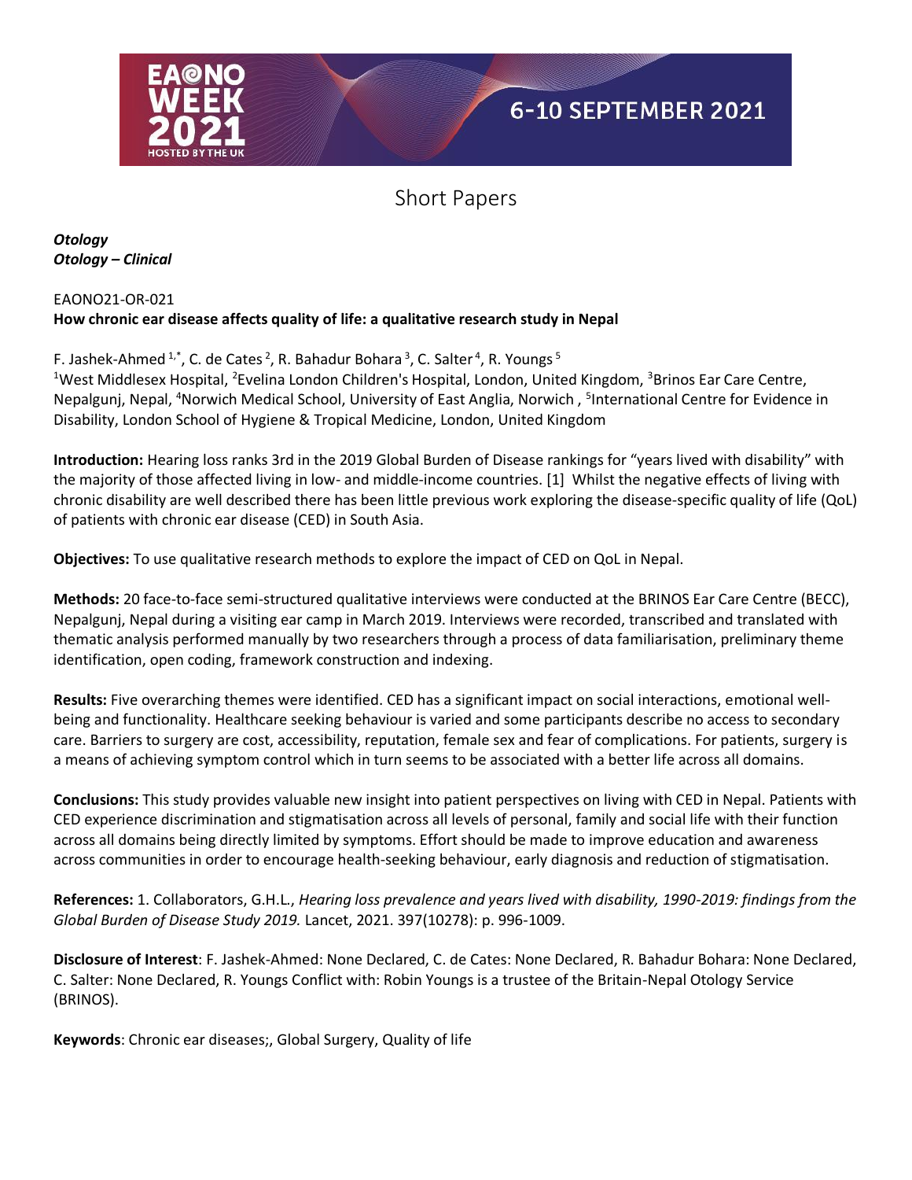# Short Papers

***Otology***
***Otology – Clinical***

EAONO21-OR-021
**How chronic ear disease affects quality of life: a qualitative research study in Nepal**

F. Jashek-Ahmed [1,*], C. de Cates [2], R. Bahadur Bohara [3], C. Salter [4], R. Youngs [5]
[1]West Middlesex Hospital, [2]Evelina London Children's Hospital, London, United Kingdom, [3]Brinos Ear Care Centre, Nepalgunj, Nepal, [4]Norwich Medical School, University of East Anglia, Norwich , [5]International Centre for Evidence in Disability, London School of Hygiene & Tropical Medicine, London, United Kingdom

**Introduction:** Hearing loss ranks 3rd in the 2019 Global Burden of Disease rankings for "years lived with disability" with the majority of those affected living in low- and middle-income countries. [1] Whilst the negative effects of living with chronic disability are well described there has been little previous work exploring the disease-specific quality of life (QoL) of patients with chronic ear disease (CED) in South Asia.

**Objectives:** To use qualitative research methods to explore the impact of CED on QoL in Nepal.

**Methods:** 20 face-to-face semi-structured qualitative interviews were conducted at the BRINOS Ear Care Centre (BECC), Nepalgunj, Nepal during a visiting ear camp in March 2019. Interviews were recorded, transcribed and translated with thematic analysis performed manually by two researchers through a process of data familiarisation, preliminary theme identification, open coding, framework construction and indexing.

**Results:** Five overarching themes were identified. CED has a significant impact on social interactions, emotional well-being and functionality. Healthcare seeking behaviour is varied and some participants describe no access to secondary care. Barriers to surgery are cost, accessibility, reputation, female sex and fear of complications. For patients, surgery is a means of achieving symptom control which in turn seems to be associated with a better life across all domains.

**Conclusions:** This study provides valuable new insight into patient perspectives on living with CED in Nepal. Patients with CED experience discrimination and stigmatisation across all levels of personal, family and social life with their function across all domains being directly limited by symptoms. Effort should be made to improve education and awareness across communities in order to encourage health-seeking behaviour, early diagnosis and reduction of stigmatisation.

**References:** 1. Collaborators, G.H.L., *Hearing loss prevalence and years lived with disability, 1990-2019: findings from the Global Burden of Disease Study 2019.* Lancet, 2021. 397(10278): p. 996-1009.

**Disclosure of Interest**: F. Jashek-Ahmed: None Declared, C. de Cates: None Declared, R. Bahadur Bohara: None Declared, C. Salter: None Declared, R. Youngs Conflict with: Robin Youngs is a trustee of the Britain-Nepal Otology Service (BRINOS).

**Keywords**: Chronic ear diseases;, Global Surgery, Quality of life